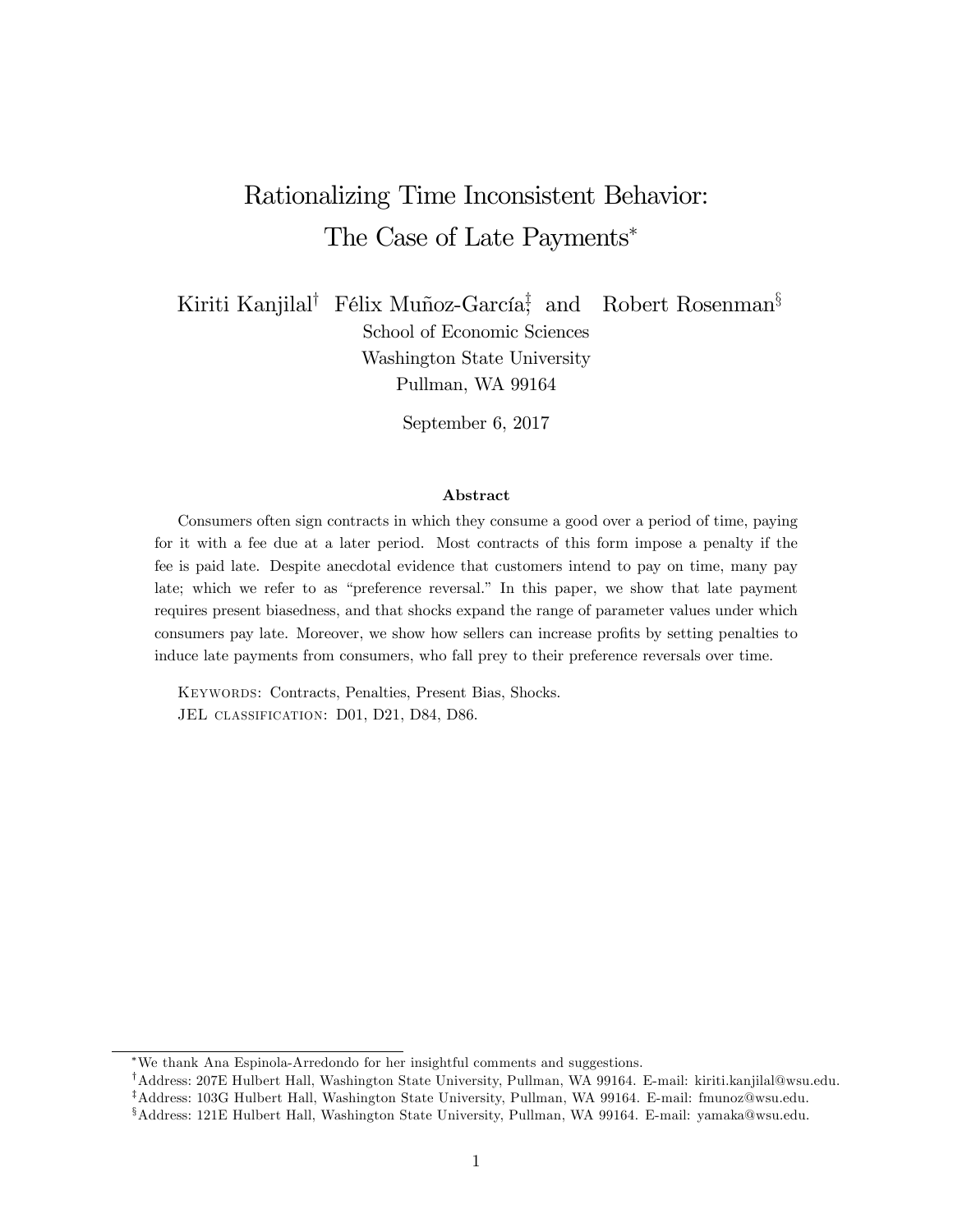# Rationalizing Time Inconsistent Behavior: The Case of Late Payments*

Kiriti Kanjilal[†] Félix Muñoz-García[‡] and Robert Rosenman[§]

School of Economic Sciences
Washington State University
Pullman, WA 99164

September 6, 2017

## Abstract

Consumers often sign contracts in which they consume a good over a period of time, paying for it with a fee due at a later period. Most contracts of this form impose a penalty if the fee is paid late. Despite anecdotal evidence that customers intend to pay on time, many pay late; which we refer to as "preference reversal." In this paper, we show that late payment requires present biasedness, and that shocks expand the range of parameter values under which consumers pay late. Moreover, we show how sellers can increase profits by setting penalties to induce late payments from consumers, who fall prey to their preference reversals over time.

KEYWORDS: Contracts, Penalties, Present Bias, Shocks.
JEL CLASSIFICATION: D01, D21, D84, D86.

---

*We thank Ana Espinola-Arredondo for her insightful comments and suggestions.

[†]Address: 207E Hulbert Hall, Washington State University, Pullman, WA 99164. E-mail: kiriti.kanjilal@wsu.edu.

[‡]Address: 103G Hulbert Hall, Washington State University, Pullman, WA 99164. E-mail: fmunoz@wsu.edu.

[§]Address: 121E Hulbert Hall, Washington State University, Pullman, WA 99164. E-mail: yamaka@wsu.edu.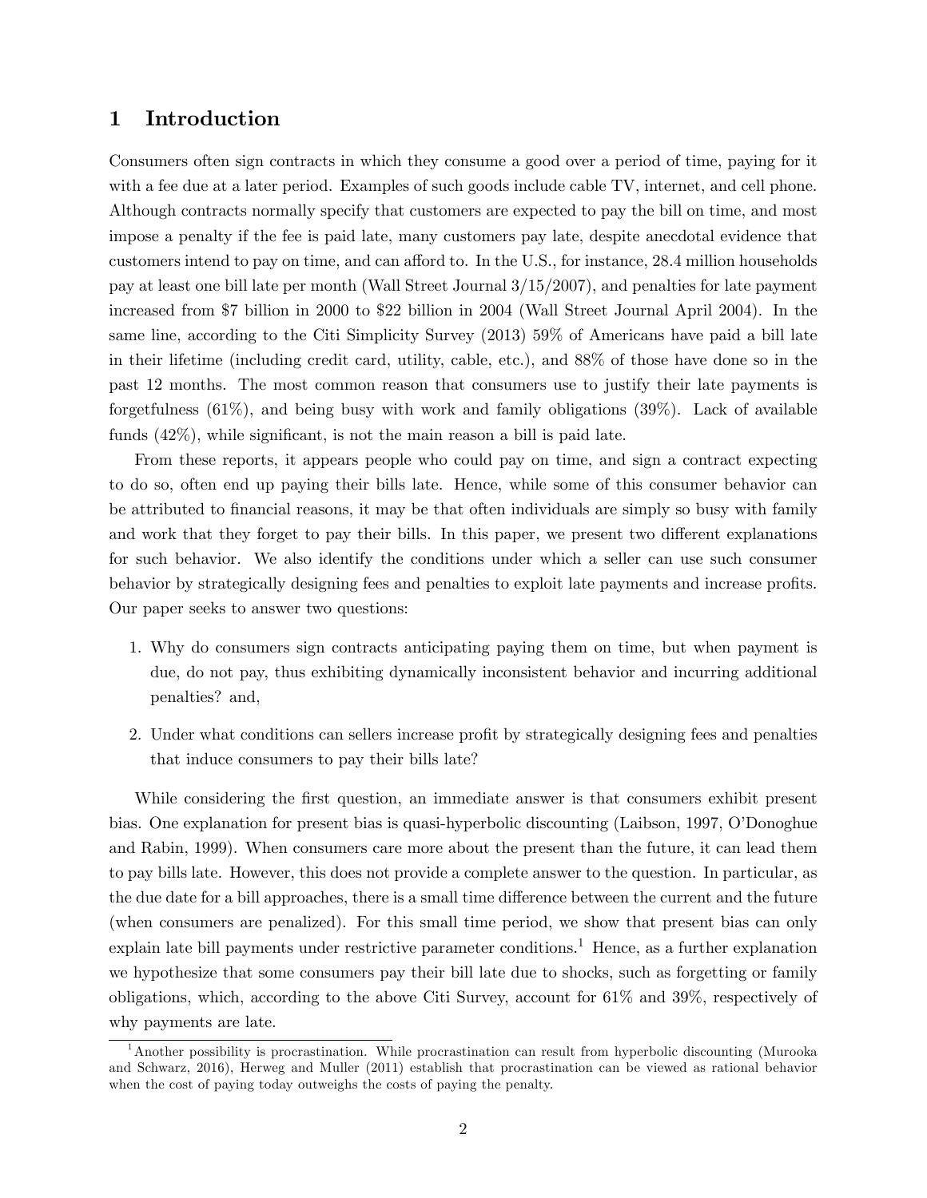# 1 Introduction

Consumers often sign contracts in which they consume a good over a period of time, paying for it with a fee due at a later period. Examples of such goods include cable TV, internet, and cell phone. Although contracts normally specify that customers are expected to pay the bill on time, and most impose a penalty if the fee is paid late, many customers pay late, despite anecdotal evidence that customers intend to pay on time, and can afford to. In the U.S., for instance, 28.4 million households pay at least one bill late per month (Wall Street Journal 3/15/2007), and penalties for late payment increased from \$7 billion in 2000 to \$22 billion in 2004 (Wall Street Journal April 2004). In the same line, according to the Citi Simplicity Survey (2013) 59% of Americans have paid a bill late in their lifetime (including credit card, utility, cable, etc.), and 88% of those have done so in the past 12 months. The most common reason that consumers use to justify their late payments is forgetfulness (61%), and being busy with work and family obligations (39%). Lack of available funds (42%), while significant, is not the main reason a bill is paid late.

From these reports, it appears people who could pay on time, and sign a contract expecting to do so, often end up paying their bills late. Hence, while some of this consumer behavior can be attributed to financial reasons, it may be that often individuals are simply so busy with family and work that they forget to pay their bills. In this paper, we present two different explanations for such behavior. We also identify the conditions under which a seller can use such consumer behavior by strategically designing fees and penalties to exploit late payments and increase profits. Our paper seeks to answer two questions:

1. Why do consumers sign contracts anticipating paying them on time, but when payment is due, do not pay, thus exhibiting dynamically inconsistent behavior and incurring additional penalties? and,
2. Under what conditions can sellers increase profit by strategically designing fees and penalties that induce consumers to pay their bills late?

While considering the first question, an immediate answer is that consumers exhibit present bias. One explanation for present bias is quasi-hyperbolic discounting (Laibson, 1997, O'Donoghue and Rabin, 1999). When consumers care more about the present than the future, it can lead them to pay bills late. However, this does not provide a complete answer to the question. In particular, as the due date for a bill approaches, there is a small time difference between the current and the future (when consumers are penalized). For this small time period, we show that present bias can only explain late bill payments under restrictive parameter conditions.[1] Hence, as a further explanation we hypothesize that some consumers pay their bill late due to shocks, such as forgetting or family obligations, which, according to the above Citi Survey, account for 61% and 39%, respectively of why payments are late.

[1] Another possibility is procrastination. While procrastination can result from hyperbolic discounting (Murooka and Schwarz, 2016), Herweg and Muller (2011) establish that procrastination can be viewed as rational behavior when the cost of paying today outweighs the costs of paying the penalty.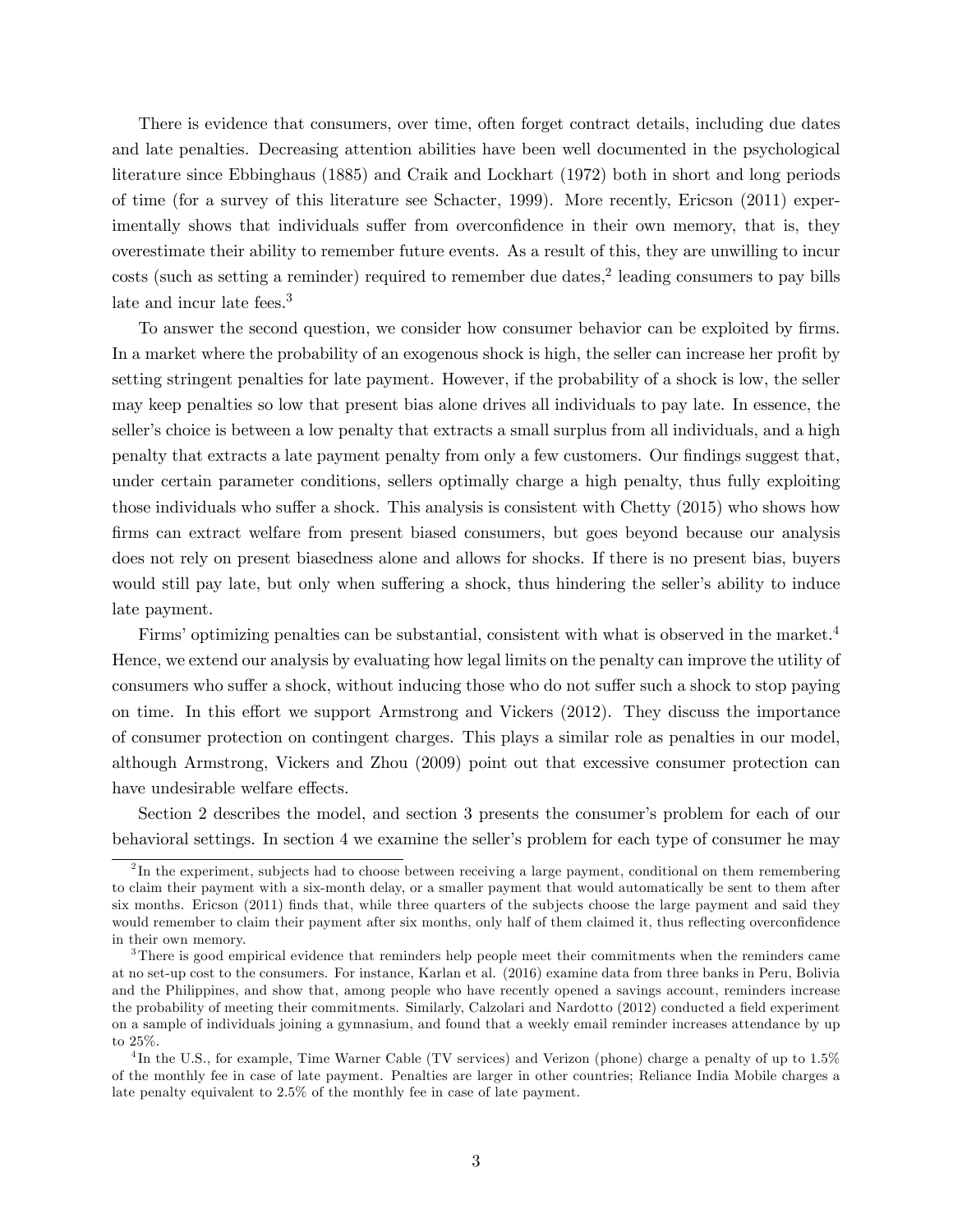There is evidence that consumers, over time, often forget contract details, including due dates and late penalties. Decreasing attention abilities have been well documented in the psychological literature since Ebbinghaus (1885) and Craik and Lockhart (1972) both in short and long periods of time (for a survey of this literature see Schacter, 1999). More recently, Ericson (2011) experimentally shows that individuals suffer from overconfidence in their own memory, that is, they overestimate their ability to remember future events. As a result of this, they are unwilling to incur costs (such as setting a reminder) required to remember due dates,[2] leading consumers to pay bills late and incur late fees.[3]

To answer the second question, we consider how consumer behavior can be exploited by firms. In a market where the probability of an exogenous shock is high, the seller can increase her profit by setting stringent penalties for late payment. However, if the probability of a shock is low, the seller may keep penalties so low that present bias alone drives all individuals to pay late. In essence, the seller's choice is between a low penalty that extracts a small surplus from all individuals, and a high penalty that extracts a late payment penalty from only a few customers. Our findings suggest that, under certain parameter conditions, sellers optimally charge a high penalty, thus fully exploiting those individuals who suffer a shock. This analysis is consistent with Chetty (2015) who shows how firms can extract welfare from present biased consumers, but goes beyond because our analysis does not rely on present biasedness alone and allows for shocks. If there is no present bias, buyers would still pay late, but only when suffering a shock, thus hindering the seller's ability to induce late payment.

Firms' optimizing penalties can be substantial, consistent with what is observed in the market.[4] Hence, we extend our analysis by evaluating how legal limits on the penalty can improve the utility of consumers who suffer a shock, without inducing those who do not suffer such a shock to stop paying on time. In this effort we support Armstrong and Vickers (2012). They discuss the importance of consumer protection on contingent charges. This plays a similar role as penalties in our model, although Armstrong, Vickers and Zhou (2009) point out that excessive consumer protection can have undesirable welfare effects.

Section 2 describes the model, and section 3 presents the consumer's problem for each of our behavioral settings. In section 4 we examine the seller's problem for each type of consumer he may

---

[2] In the experiment, subjects had to choose between receiving a large payment, conditional on them remembering to claim their payment with a six-month delay, or a smaller payment that would automatically be sent to them after six months. Ericson (2011) finds that, while three quarters of the subjects choose the large payment and said they would remember to claim their payment after six months, only half of them claimed it, thus reflecting overconfidence in their own memory.

[3] There is good empirical evidence that reminders help people meet their commitments when the reminders came at no set-up cost to the consumers. For instance, Karlan et al. (2016) examine data from three banks in Peru, Bolivia and the Philippines, and show that, among people who have recently opened a savings account, reminders increase the probability of meeting their commitments. Similarly, Calzolari and Nardotto (2012) conducted a field experiment on a sample of individuals joining a gymnasium, and found that a weekly email reminder increases attendance by up to 25%.

[4] In the U.S., for example, Time Warner Cable (TV services) and Verizon (phone) charge a penalty of up to 1.5% of the monthly fee in case of late payment. Penalties are larger in other countries; Reliance India Mobile charges a late penalty equivalent to 2.5% of the monthly fee in case of late payment.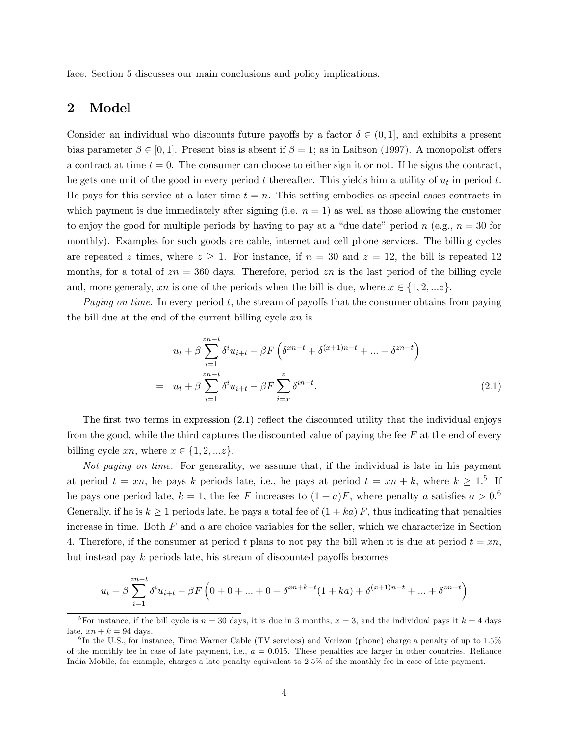face. Section 5 discusses our main conclusions and policy implications.

## 2 Model

Consider an individual who discounts future payoffs by a factor $\delta \in (0, 1]$, and exhibits a present bias parameter $\beta \in [0, 1]$. Present bias is absent if $\beta = 1$; as in Laibson (1997). A monopolist offers a contract at time $t = 0$. The consumer can choose to either sign it or not. If he signs the contract, he gets one unit of the good in every period $t$ thereafter. This yields him a utility of $u_t$ in period $t$. He pays for this service at a later time $t = n$. This setting embodies as special cases contracts in which payment is due immediately after signing (i.e. $n = 1$) as well as those allowing the customer to enjoy the good for multiple periods by having to pay at a "due date" period $n$ (e.g., $n = 30$ for monthly). Examples for such goods are cable, internet and cell phone services. The billing cycles are repeated $z$ times, where $z \geq 1$. For instance, if $n = 30$ and $z = 12$, the bill is repeated 12 months, for a total of $zn = 360$ days. Therefore, period $zn$ is the last period of the billing cycle and, more generaly, $xn$ is one of the periods when the bill is due, where $x \in \{1, 2, ...z\}$.

*Paying on time.* In every period $t$, the stream of payoffs that the consumer obtains from paying the bill due at the end of the current billing cycle $xn$ is

$$
\begin{aligned}
& u_t + \beta \sum_{i=1}^{zn-t} \delta^i u_{i+t} - \beta F \left( \delta^{xn-t} + \delta^{(x+1)n-t} + ... + \delta^{zn-t} \right) \\
= \; & u_t + \beta \sum_{i=1}^{zn-t} \delta^i u_{i+t} - \beta F \sum_{i=x}^{z} \delta^{in-t}. \qquad (2.1)
\end{aligned}
$$

The first two terms in expression (2.1) reflect the discounted utility that the individual enjoys from the good, while the third captures the discounted value of paying the fee $F$ at the end of every billing cycle $xn$, where $x \in \{1, 2, ...z\}$.

*Not paying on time.* For generality, we assume that, if the individual is late in his payment at period $t = xn$, he pays $k$ periods late, i.e., he pays at period $t = xn + k$, where $k \geq 1$.[5] If he pays one period late, $k = 1$, the fee $F$ increases to $(1 + a)F$, where penalty $a$ satisfies $a > 0$.[6] Generally, if he is $k \geq 1$ periods late, he pays a total fee of $(1 + ka) F$, thus indicating that penalties increase in time. Both $F$ and $a$ are choice variables for the seller, which we characterize in Section 4. Therefore, if the consumer at period $t$ plans to not pay the bill when it is due at period $t = xn$, but instead pay $k$ periods late, his stream of discounted payoffs becomes

$$
u_t + \beta \sum_{i=1}^{zn-t} \delta^i u_{i+t} - \beta F \left( 0 + 0 + ... + 0 + \delta^{xn+k-t}(1 + ka) + \delta^{(x+1)n-t} + ... + \delta^{zn-t} \right)
$$

[5] For instance, if the bill cycle is $n = 30$ days, it is due in 3 months, $x = 3$, and the individual pays it $k = 4$ days late, $xn + k = 94$ days.

[6] In the U.S., for instance, Time Warner Cable (TV services) and Verizon (phone) charge a penalty of up to 1.5% of the monthly fee in case of late payment, i.e., $a = 0.015$. These penalties are larger in other countries. Reliance India Mobile, for example, charges a late penalty equivalent to 2.5% of the monthly fee in case of late payment.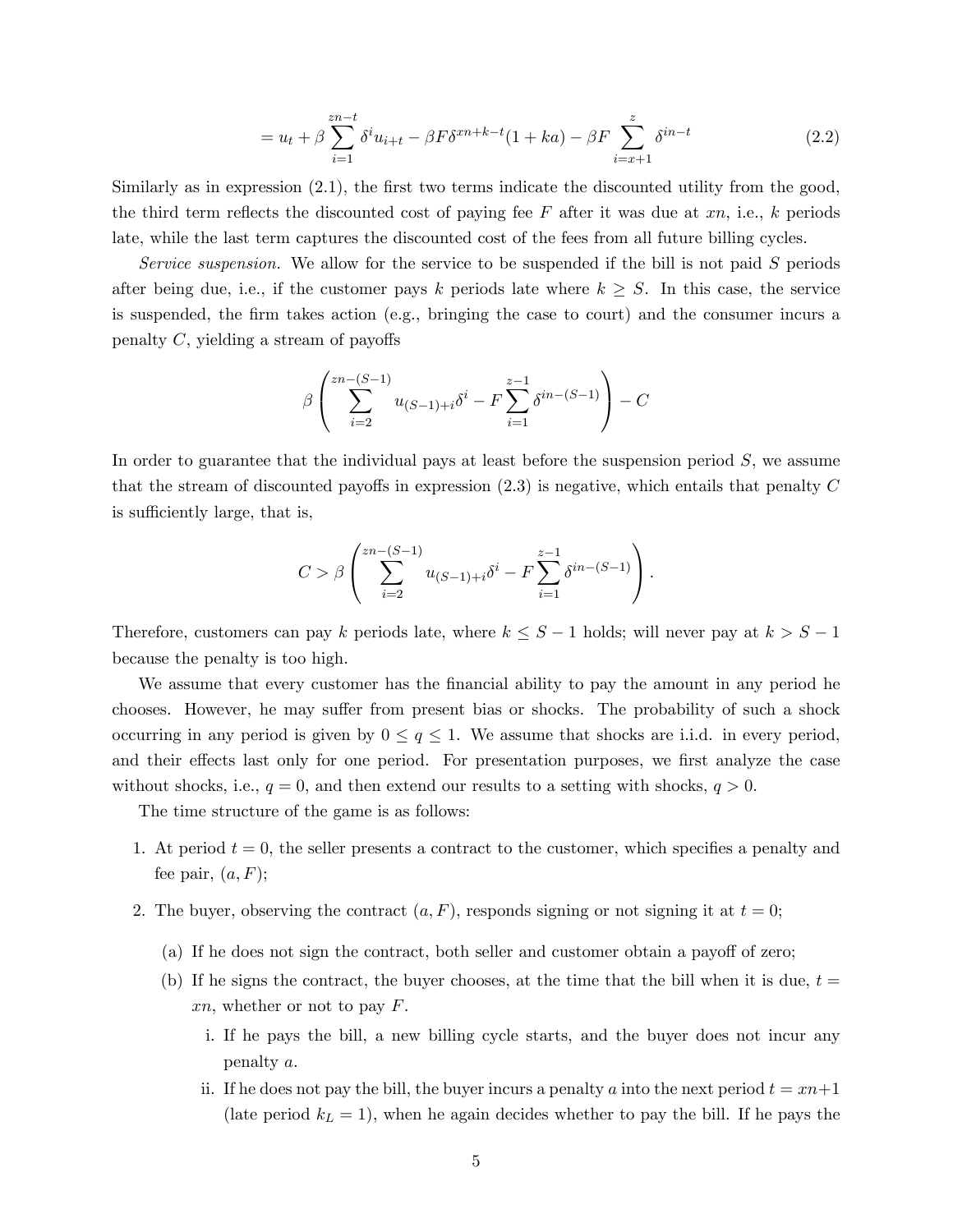$$= u_t + \beta \sum_{i=1}^{zn-t} \delta^i u_{i+t} - \beta F \delta^{xn+k-t}(1+ka) - \beta F \sum_{i=x+1}^{z} \delta^{in-t} \tag{2.2}$$

Similarly as in expression (2.1), the first two terms indicate the discounted utility from the good, the third term reflects the discounted cost of paying fee $F$ after it was due at $xn$, i.e., $k$ periods late, while the last term captures the discounted cost of the fees from all future billing cycles.

*Service suspension.* We allow for the service to be suspended if the bill is not paid $S$ periods after being due, i.e., if the customer pays $k$ periods late where $k \geq S$. In this case, the service is suspended, the firm takes action (e.g., bringing the case to court) and the consumer incurs a penalty $C$, yielding a stream of payoffs

$$\beta \left( \sum_{i=2}^{zn-(S-1)} u_{(S-1)+i} \delta^i - F \sum_{i=1}^{z-1} \delta^{in-(S-1)} \right) - C$$

In order to guarantee that the individual pays at least before the suspension period $S$, we assume that the stream of discounted payoffs in expression (2.3) is negative, which entails that penalty $C$ is sufficiently large, that is,

$$C > \beta \left( \sum_{i=2}^{zn-(S-1)} u_{(S-1)+i} \delta^i - F \sum_{i=1}^{z-1} \delta^{in-(S-1)} \right).$$

Therefore, customers can pay $k$ periods late, where $k \leq S - 1$ holds; will never pay at $k > S - 1$ because the penalty is too high.

We assume that every customer has the financial ability to pay the amount in any period he chooses. However, he may suffer from present bias or shocks. The probability of such a shock occurring in any period is given by $0 \leq q \leq 1$. We assume that shocks are i.i.d. in every period, and their effects last only for one period. For presentation purposes, we first analyze the case without shocks, i.e., $q = 0$, and then extend our results to a setting with shocks, $q > 0$.

The time structure of the game is as follows:

1. At period $t = 0$, the seller presents a contract to the customer, which specifies a penalty and fee pair, $(a, F)$;
2. The buyer, observing the contract $(a, F)$, responds signing or not signing it at $t = 0$;
    (a) If he does not sign the contract, both seller and customer obtain a payoff of zero;
    (b) If he signs the contract, the buyer chooses, at the time that the bill when it is due, $t = xn$, whether or not to pay $F$.
        i. If he pays the bill, a new billing cycle starts, and the buyer does not incur any penalty $a$.
        ii. If he does not pay the bill, the buyer incurs a penalty $a$ into the next period $t = xn+1$ (late period $k_L = 1$), when he again decides whether to pay the bill. If he pays the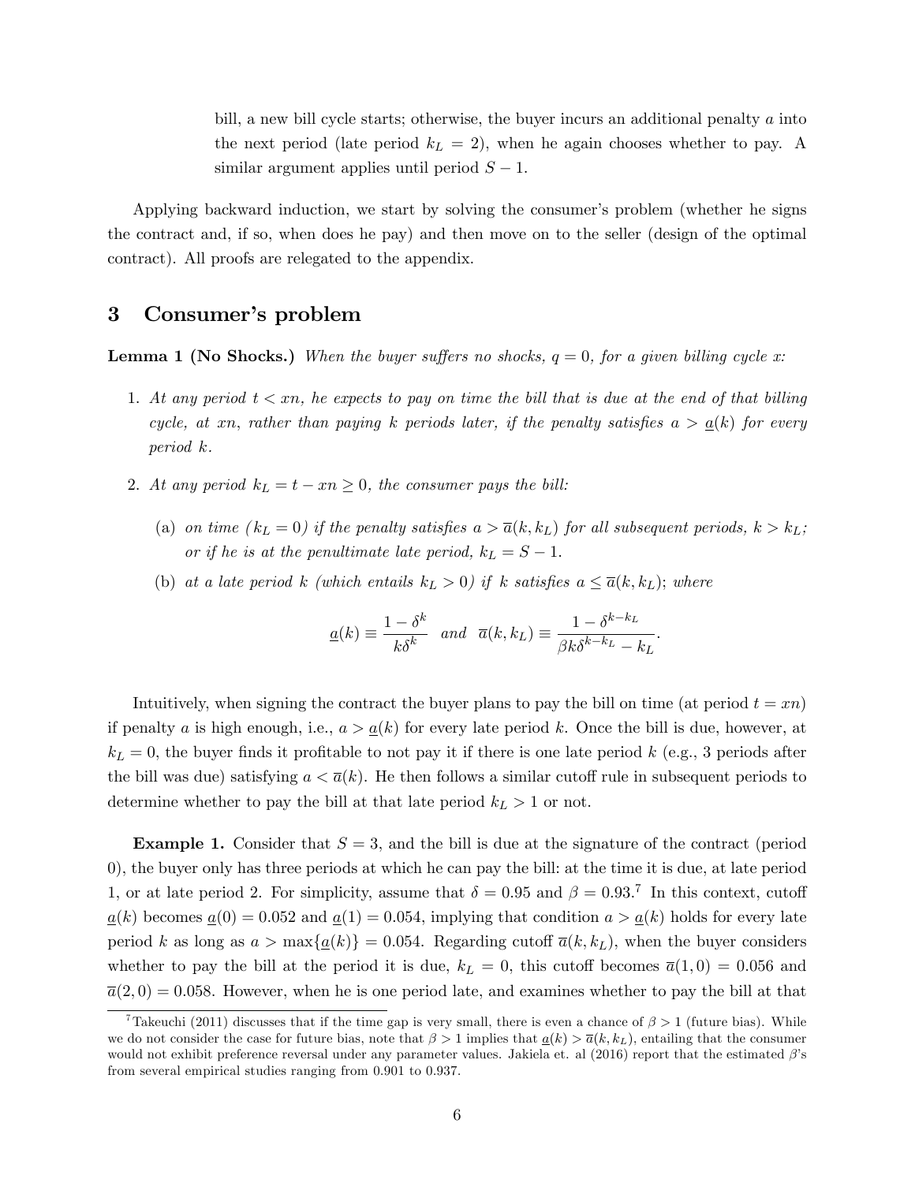bill, a new bill cycle starts; otherwise, the buyer incurs an additional penalty $a$ into the next period (late period $k_L = 2$), when he again chooses whether to pay. A similar argument applies until period $S - 1$.

Applying backward induction, we start by solving the consumer's problem (whether he signs the contract and, if so, when does he pay) and then move on to the seller (design of the optimal contract). All proofs are relegated to the appendix.

# 3 Consumer's problem

**Lemma 1 (No Shocks.)** *When the buyer suffers no shocks, $q = 0$, for a given billing cycle $x$:*

1. *At any period $t < xn$, he expects to pay on time the bill that is due at the end of that billing cycle, at $xn$, rather than paying $k$ periods later, if the penalty satisfies $a > \underline{a}(k)$ for every period $k$.*
2. *At any period $k_L = t - xn \geq 0$, the consumer pays the bill:*
   (a) *on time ($k_L = 0$) if the penalty satisfies $a > \overline{a}(k, k_L)$ for all subsequent periods, $k > k_L$; or if he is at the penultimate late period, $k_L = S - 1$.*
   (b) *at a late period $k$ (which entails $k_L > 0$) if $k$ satisfies $a \leq \overline{a}(k, k_L)$; where*

$$\underline{a}(k) \equiv \frac{1 - \delta^k}{k\delta^k} \quad \text{and} \quad \overline{a}(k, k_L) \equiv \frac{1 - \delta^{k-k_L}}{\beta k \delta^{k-k_L} - k_L}.$$

Intuitively, when signing the contract the buyer plans to pay the bill on time (at period $t = xn$) if penalty $a$ is high enough, i.e., $a > \underline{a}(k)$ for every late period $k$. Once the bill is due, however, at $k_L = 0$, the buyer finds it profitable to not pay it if there is one late period $k$ (e.g., 3 periods after the bill was due) satisfying $a < \overline{a}(k)$. He then follows a similar cutoff rule in subsequent periods to determine whether to pay the bill at that late period $k_L > 1$ or not.

**Example 1.** Consider that $S = 3$, and the bill is due at the signature of the contract (period 0), the buyer only has three periods at which he can pay the bill: at the time it is due, at late period 1, or at late period 2. For simplicity, assume that $\delta = 0.95$ and $\beta = 0.93$.[7] In this context, cutoff $\underline{a}(k)$ becomes $\underline{a}(0) = 0.052$ and $\underline{a}(1) = 0.054$, implying that condition $a > \underline{a}(k)$ holds for every late period $k$ as long as $a > \max\{\underline{a}(k)\} = 0.054$. Regarding cutoff $\overline{a}(k, k_L)$, when the buyer considers whether to pay the bill at the period it is due, $k_L = 0$, this cutoff becomes $\overline{a}(1, 0) = 0.056$ and $\overline{a}(2, 0) = 0.058$. However, when he is one period late, and examines whether to pay the bill at that

[7] Takeuchi (2011) discusses that if the time gap is very small, there is even a chance of $\beta > 1$ (future bias). While we do not consider the case for future bias, note that $\beta > 1$ implies that $\underline{a}(k) > \overline{a}(k, k_L)$, entailing that the consumer would not exhibit preference reversal under any parameter values. Jakiela et. al (2016) report that the estimated $\beta$'s from several empirical studies ranging from 0.901 to 0.937.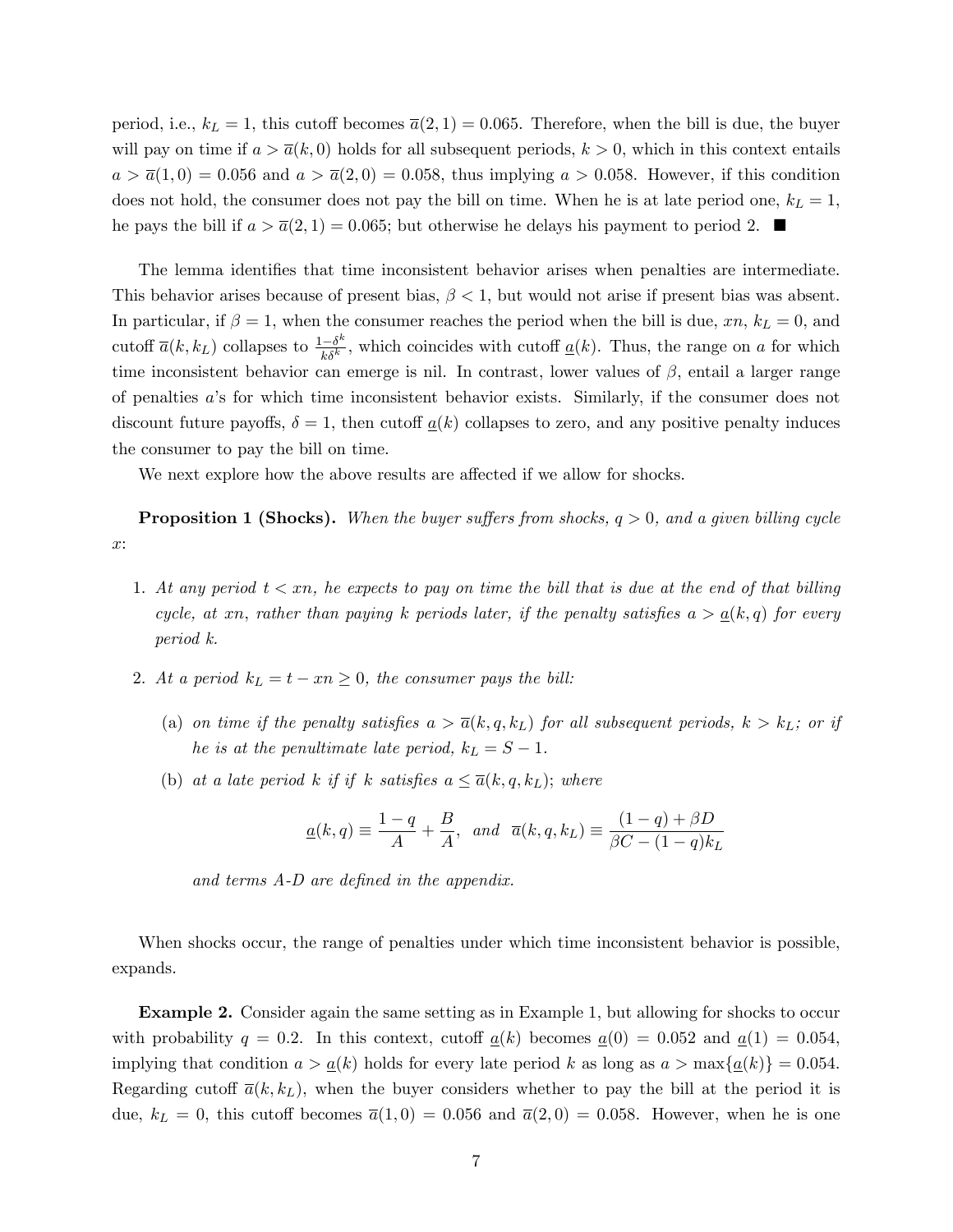period, i.e., $k_L = 1$, this cutoff becomes $\overline{a}(2,1) = 0.065$. Therefore, when the bill is due, the buyer will pay on time if $a > \overline{a}(k,0)$ holds for all subsequent periods, $k > 0$, which in this context entails $a > \overline{a}(1,0) = 0.056$ and $a > \overline{a}(2,0) = 0.058$, thus implying $a > 0.058$. However, if this condition does not hold, the consumer does not pay the bill on time. When he is at late period one, $k_L = 1$, he pays the bill if $a > \overline{a}(2,1) = 0.065$; but otherwise he delays his payment to period 2. ■

The lemma identifies that time inconsistent behavior arises when penalties are intermediate. This behavior arises because of present bias, $\beta < 1$, but would not arise if present bias was absent. In particular, if $\beta = 1$, when the consumer reaches the period when the bill is due, $xn$, $k_L = 0$, and cutoff $\overline{a}(k, k_L)$ collapses to $\frac{1-\delta^k}{k\delta^k}$, which coincides with cutoff $\underline{a}(k)$. Thus, the range on $a$ for which time inconsistent behavior can emerge is nil. In contrast, lower values of $\beta$, entail a larger range of penalties $a$'s for which time inconsistent behavior exists. Similarly, if the consumer does not discount future payoffs, $\delta = 1$, then cutoff $\underline{a}(k)$ collapses to zero, and any positive penalty induces the consumer to pay the bill on time.

We next explore how the above results are affected if we allow for shocks.

**Proposition 1 (Shocks).** *When the buyer suffers from shocks, $q > 0$, and a given billing cycle $x$:*

1. *At any period $t < xn$, he expects to pay on time the bill that is due at the end of that billing cycle, at $xn$, rather than paying $k$ periods later, if the penalty satisfies $a > \underline{a}(k, q)$ for every period $k$.*
2. *At a period $k_L = t - xn \geq 0$, the consumer pays the bill:*
   (a) *on time if the penalty satisfies $a > \overline{a}(k, q, k_L)$ for all subsequent periods, $k > k_L$; or if he is at the penultimate late period, $k_L = S - 1$.*
   (b) *at a late period $k$ if if $k$ satisfies $a \leq \overline{a}(k, q, k_L)$; where*

$$\underline{a}(k, q) \equiv \frac{1-q}{A} + \frac{B}{A}, \quad \text{and} \quad \overline{a}(k, q, k_L) \equiv \frac{(1-q) + \beta D}{\beta C - (1-q)k_L}$$

   *and terms A-D are defined in the appendix.*

When shocks occur, the range of penalties under which time inconsistent behavior is possible, expands.

**Example 2.** Consider again the same setting as in Example 1, but allowing for shocks to occur with probability $q = 0.2$. In this context, cutoff $\underline{a}(k)$ becomes $\underline{a}(0) = 0.052$ and $\underline{a}(1) = 0.054$, implying that condition $a > \underline{a}(k)$ holds for every late period $k$ as long as $a > \max\{\underline{a}(k)\} = 0.054$. Regarding cutoff $\overline{a}(k, k_L)$, when the buyer considers whether to pay the bill at the period it is due, $k_L = 0$, this cutoff becomes $\overline{a}(1,0) = 0.056$ and $\overline{a}(2,0) = 0.058$. However, when he is one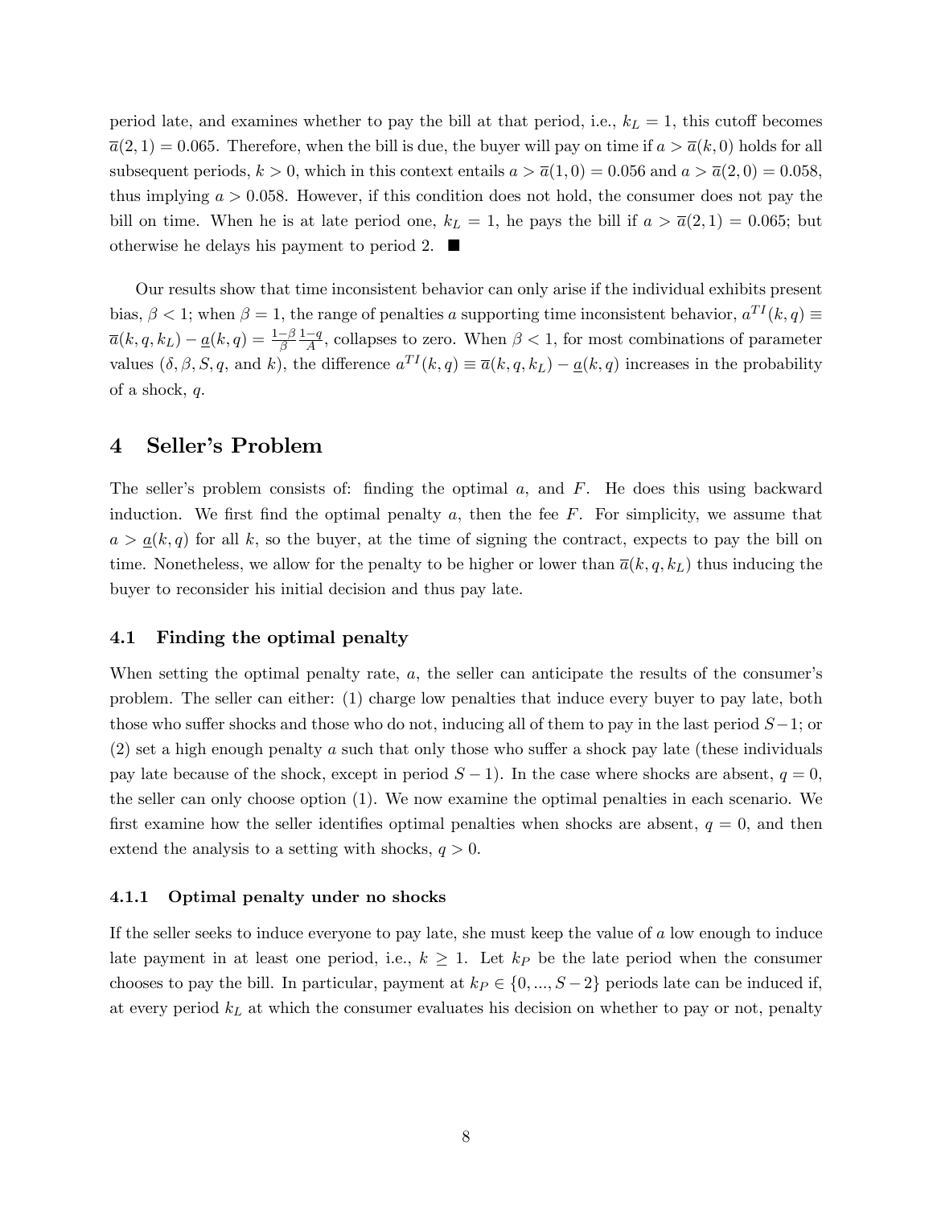period late, and examines whether to pay the bill at that period, i.e., $k_L = 1$, this cutoff becomes $\overline{a}(2,1) = 0.065$. Therefore, when the bill is due, the buyer will pay on time if $a > \overline{a}(k,0)$ holds for all subsequent periods, $k > 0$, which in this context entails $a > \overline{a}(1,0) = 0.056$ and $a > \overline{a}(2,0) = 0.058$, thus implying $a > 0.058$. However, if this condition does not hold, the consumer does not pay the bill on time. When he is at late period one, $k_L = 1$, he pays the bill if $a > \overline{a}(2,1) = 0.065$; but otherwise he delays his payment to period 2. ■

Our results show that time inconsistent behavior can only arise if the individual exhibits present bias, $\beta < 1$; when $\beta = 1$, the range of penalties $a$ supporting time inconsistent behavior, $a^{TI}(k,q) \equiv \overline{a}(k,q,k_L) - \underline{a}(k,q) = \frac{1-\beta}{\beta}\frac{1-q}{A}$, collapses to zero. When $\beta < 1$, for most combinations of parameter values ($\delta, \beta, S, q$, and $k$), the difference $a^{TI}(k,q) \equiv \overline{a}(k,q,k_L) - \underline{a}(k,q)$ increases in the probability of a shock, $q$.

# 4 Seller's Problem

The seller's problem consists of: finding the optimal $a$, and $F$. He does this using backward induction. We first find the optimal penalty $a$, then the fee $F$. For simplicity, we assume that $a > \underline{a}(k,q)$ for all $k$, so the buyer, at the time of signing the contract, expects to pay the bill on time. Nonetheless, we allow for the penalty to be higher or lower than $\overline{a}(k,q,k_L)$ thus inducing the buyer to reconsider his initial decision and thus pay late.

## 4.1 Finding the optimal penalty

When setting the optimal penalty rate, $a$, the seller can anticipate the results of the consumer's problem. The seller can either: (1) charge low penalties that induce every buyer to pay late, both those who suffer shocks and those who do not, inducing all of them to pay in the last period $S-1$; or (2) set a high enough penalty $a$ such that only those who suffer a shock pay late (these individuals pay late because of the shock, except in period $S-1$). In the case where shocks are absent, $q = 0$, the seller can only choose option (1). We now examine the optimal penalties in each scenario. We first examine how the seller identifies optimal penalties when shocks are absent, $q = 0$, and then extend the analysis to a setting with shocks, $q > 0$.

### 4.1.1 Optimal penalty under no shocks

If the seller seeks to induce everyone to pay late, she must keep the value of $a$ low enough to induce late payment in at least one period, i.e., $k \geq 1$. Let $k_P$ be the late period when the consumer chooses to pay the bill. In particular, payment at $k_P \in \{0, ..., S-2\}$ periods late can be induced if, at every period $k_L$ at which the consumer evaluates his decision on whether to pay or not, penalty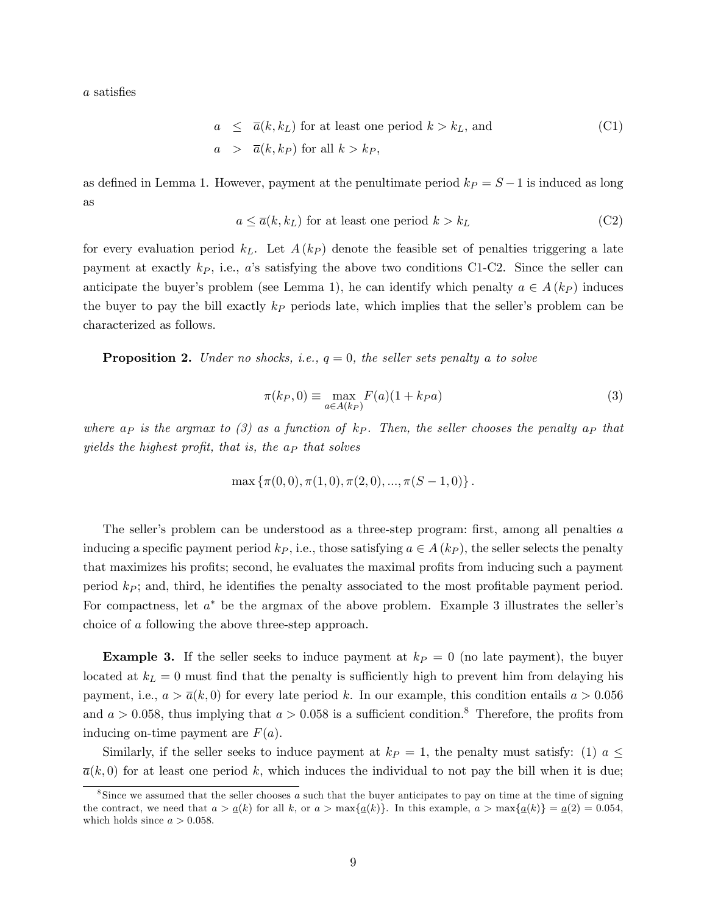$a$ satisfies

$$
\begin{aligned}
a &\leq \overline{a}(k, k_L) \text{ for at least one period } k > k_L \text{, and} \qquad \text{(C1)} \\
a &> \overline{a}(k, k_P) \text{ for all } k > k_P,
\end{aligned}
$$

as defined in Lemma 1. However, payment at the penultimate period $k_P = S - 1$ is induced as long as

$$
a \leq \overline{a}(k, k_L) \text{ for at least one period } k > k_L \qquad \text{(C2)}
$$

for every evaluation period $k_L$. Let $A(k_P)$ denote the feasible set of penalties triggering a late payment at exactly $k_P$, i.e., $a$'s satisfying the above two conditions C1-C2. Since the seller can anticipate the buyer's problem (see Lemma 1), he can identify which penalty $a \in A(k_P)$ induces the buyer to pay the bill exactly $k_P$ periods late, which implies that the seller's problem can be characterized as follows.

**Proposition 2.** *Under no shocks, i.e., $q = 0$, the seller sets penalty $a$ to solve*

$$
\pi(k_P, 0) \equiv \max_{a \in A(k_P)} F(a)(1 + k_P a) \qquad (3)
$$

*where $a_P$ is the argmax to (3) as a function of $k_P$. Then, the seller chooses the penalty $a_P$ that yields the highest profit, that is, the $a_P$ that solves*

$$
\max \{\pi(0, 0), \pi(1, 0), \pi(2, 0), ..., \pi(S - 1, 0)\}.
$$

The seller's problem can be understood as a three-step program: first, among all penalties $a$ inducing a specific payment period $k_P$, i.e., those satisfying $a \in A(k_P)$, the seller selects the penalty that maximizes his profits; second, he evaluates the maximal profits from inducing such a payment period $k_P$; and, third, he identifies the penalty associated to the most profitable payment period. For compactness, let $a^*$ be the argmax of the above problem. Example 3 illustrates the seller's choice of $a$ following the above three-step approach.

**Example 3.** If the seller seeks to induce payment at $k_P = 0$ (no late payment), the buyer located at $k_L = 0$ must find that the penalty is sufficiently high to prevent him from delaying his payment, i.e., $a > \overline{a}(k, 0)$ for every late period $k$. In our example, this condition entails $a > 0.056$ and $a > 0.058$, thus implying that $a > 0.058$ is a sufficient condition.[8] Therefore, the profits from inducing on-time payment are $F(a)$.

Similarly, if the seller seeks to induce payment at $k_P = 1$, the penalty must satisfy: (1) $a \leq \overline{a}(k, 0)$ for at least one period $k$, which induces the individual to not pay the bill when it is due;

[8] Since we assumed that the seller chooses $a$ such that the buyer anticipates to pay on time at the time of signing the contract, we need that $a > \underline{a}(k)$ for all $k$, or $a > \max\{\underline{a}(k)\}$. In this example, $a > \max\{\underline{a}(k)\} = \underline{a}(2) = 0.054$, which holds since $a > 0.058$.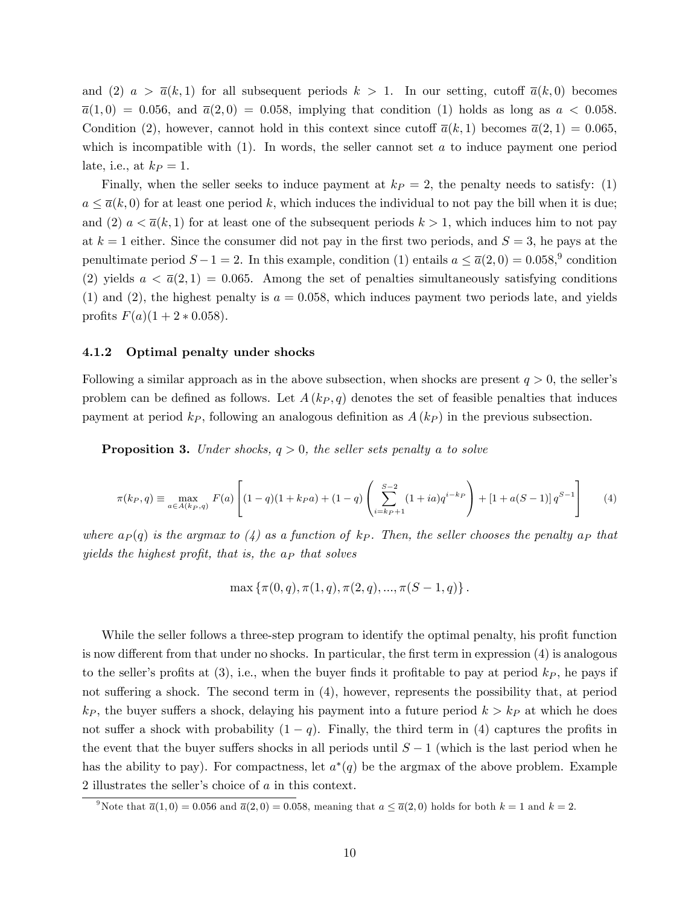and (2) $a > \overline{a}(k,1)$ for all subsequent periods $k > 1$. In our setting, cutoff $\overline{a}(k,0)$ becomes $\overline{a}(1,0) = 0.056$, and $\overline{a}(2,0) = 0.058$, implying that condition (1) holds as long as $a < 0.058$. Condition (2), however, cannot hold in this context since cutoff $\overline{a}(k,1)$ becomes $\overline{a}(2,1) = 0.065$, which is incompatible with (1). In words, the seller cannot set $a$ to induce payment one period late, i.e., at $k_P = 1$.

Finally, when the seller seeks to induce payment at $k_P = 2$, the penalty needs to satisfy: (1) $a \leq \overline{a}(k,0)$ for at least one period $k$, which induces the individual to not pay the bill when it is due; and (2) $a < \overline{a}(k,1)$ for at least one of the subsequent periods $k > 1$, which induces him to not pay at $k = 1$ either. Since the consumer did not pay in the first two periods, and $S = 3$, he pays at the penultimate period $S - 1 = 2$. In this example, condition (1) entails $a \leq \overline{a}(2,0) = 0.058$,[9] condition (2) yields $a < \overline{a}(2,1) = 0.065$. Among the set of penalties simultaneously satisfying conditions (1) and (2), the highest penalty is $a = 0.058$, which induces payment two periods late, and yields profits $F(a)(1 + 2 * 0.058)$.

### 4.1.2 Optimal penalty under shocks

Following a similar approach as in the above subsection, when shocks are present $q > 0$, the seller's problem can be defined as follows. Let $A(k_P, q)$ denotes the set of feasible penalties that induces payment at period $k_P$, following an analogous definition as $A(k_P)$ in the previous subsection.

**Proposition 3.** *Under shocks, $q > 0$, the seller sets penalty $a$ to solve*

$$\pi(k_P, q) \equiv \max_{a \in A(k_P,q)} F(a) \left[ (1-q)(1+k_P a) + (1-q) \left( \sum_{i=k_P+1}^{S-2} (1+ia) q^{i-k_P} \right) + [1 + a(S-1)] \, q^{S-1} \right] \tag{4}$$

*where $a_P(q)$ is the argmax to (4) as a function of $k_P$. Then, the seller chooses the penalty $a_P$ that yields the highest profit, that is, the $a_P$ that solves*

$$\max \{\pi(0,q), \pi(1,q), \pi(2,q), ..., \pi(S-1,q)\}.$$

While the seller follows a three-step program to identify the optimal penalty, his profit function is now different from that under no shocks. In particular, the first term in expression (4) is analogous to the seller's profits at (3), i.e., when the buyer finds it profitable to pay at period $k_P$, he pays if not suffering a shock. The second term in (4), however, represents the possibility that, at period $k_P$, the buyer suffers a shock, delaying his payment into a future period $k > k_P$ at which he does not suffer a shock with probability $(1-q)$. Finally, the third term in (4) captures the profits in the event that the buyer suffers shocks in all periods until $S - 1$ (which is the last period when he has the ability to pay). For compactness, let $a^*(q)$ be the argmax of the above problem. Example 2 illustrates the seller's choice of $a$ in this context.

[9] Note that $\overline{a}(1,0) = 0.056$ and $\overline{a}(2,0) = 0.058$, meaning that $a \leq \overline{a}(2,0)$ holds for both $k = 1$ and $k = 2$.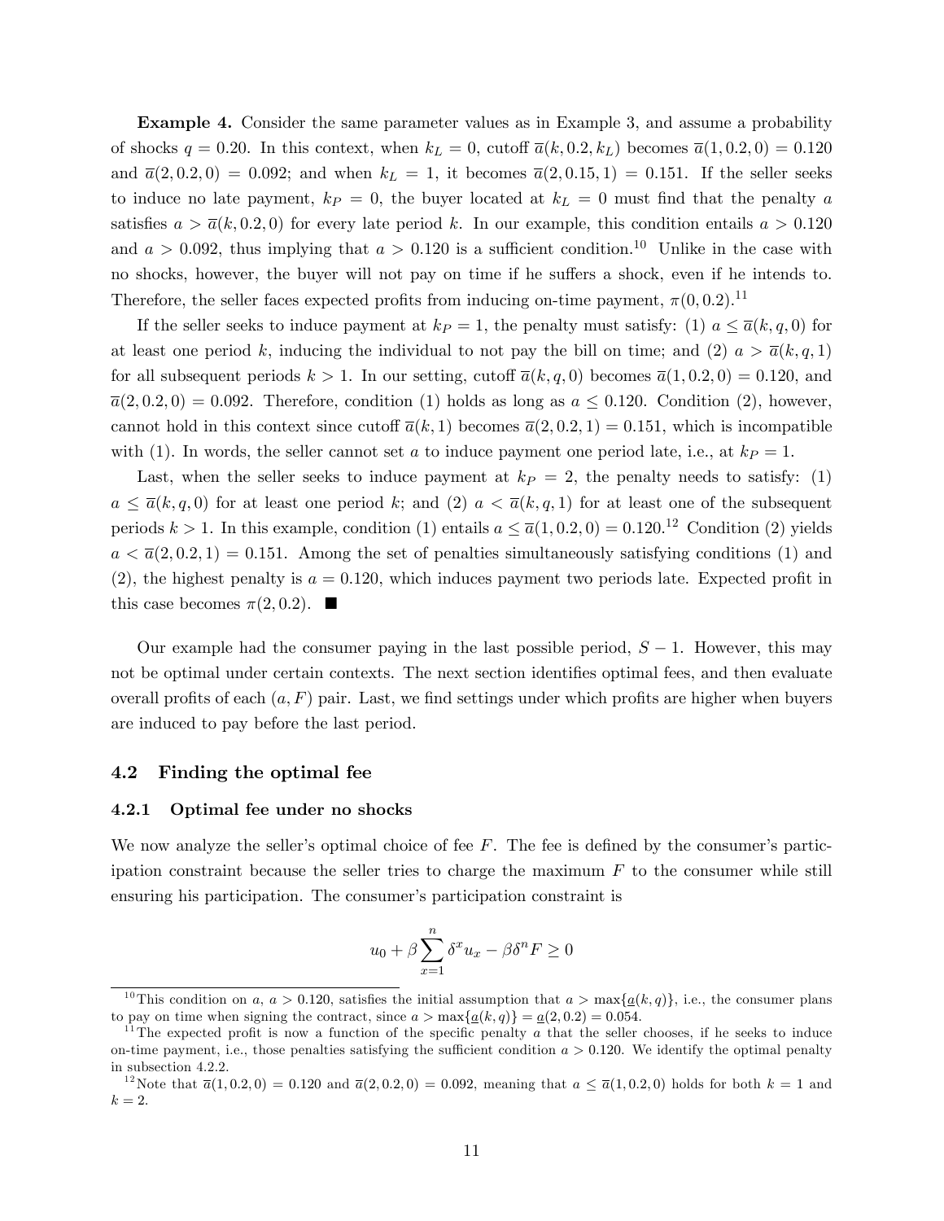**Example 4.** Consider the same parameter values as in Example 3, and assume a probability of shocks $q = 0.20$. In this context, when $k_L = 0$, cutoff $\overline{a}(k, 0.2, k_L)$ becomes $\overline{a}(1, 0.2, 0) = 0.120$ and $\overline{a}(2, 0.2, 0) = 0.092$; and when $k_L = 1$, it becomes $\overline{a}(2, 0.15, 1) = 0.151$. If the seller seeks to induce no late payment, $k_P = 0$, the buyer located at $k_L = 0$ must find that the penalty $a$ satisfies $a > \overline{a}(k, 0.2, 0)$ for every late period $k$. In our example, this condition entails $a > 0.120$ and $a > 0.092$, thus implying that $a > 0.120$ is a sufficient condition.[10] Unlike in the case with no shocks, however, the buyer will not pay on time if he suffers a shock, even if he intends to. Therefore, the seller faces expected profits from inducing on-time payment, $\pi(0, 0.2)$.[11]

If the seller seeks to induce payment at $k_P = 1$, the penalty must satisfy: (1) $a \leq \overline{a}(k, q, 0)$ for at least one period $k$, inducing the individual to not pay the bill on time; and (2) $a > \overline{a}(k, q, 1)$ for all subsequent periods $k > 1$. In our setting, cutoff $\overline{a}(k, q, 0)$ becomes $\overline{a}(1, 0.2, 0) = 0.120$, and $\overline{a}(2, 0.2, 0) = 0.092$. Therefore, condition (1) holds as long as $a \leq 0.120$. Condition (2), however, cannot hold in this context since cutoff $\overline{a}(k, 1)$ becomes $\overline{a}(2, 0.2, 1) = 0.151$, which is incompatible with (1). In words, the seller cannot set $a$ to induce payment one period late, i.e., at $k_P = 1$.

Last, when the seller seeks to induce payment at $k_P = 2$, the penalty needs to satisfy: (1) $a \leq \overline{a}(k, q, 0)$ for at least one period $k$; and (2) $a < \overline{a}(k, q, 1)$ for at least one of the subsequent periods $k > 1$. In this example, condition (1) entails $a \leq \overline{a}(1, 0.2, 0) = 0.120$.[12] Condition (2) yields $a < \overline{a}(2, 0.2, 1) = 0.151$. Among the set of penalties simultaneously satisfying conditions (1) and (2), the highest penalty is $a = 0.120$, which induces payment two periods late. Expected profit in this case becomes $\pi(2, 0.2)$. ■

Our example had the consumer paying in the last possible period, $S - 1$. However, this may not be optimal under certain contexts. The next section identifies optimal fees, and then evaluate overall profits of each $(a, F)$ pair. Last, we find settings under which profits are higher when buyers are induced to pay before the last period.

## 4.2 Finding the optimal fee

### 4.2.1 Optimal fee under no shocks

We now analyze the seller's optimal choice of fee $F$. The fee is defined by the consumer's participation constraint because the seller tries to charge the maximum $F$ to the consumer while still ensuring his participation. The consumer's participation constraint is

$$u_0 + \beta \sum_{x=1}^{n} \delta^x u_x - \beta \delta^n F \geq 0$$

---

[10] This condition on $a$, $a > 0.120$, satisfies the initial assumption that $a > \max\{\underline{a}(k, q)\}$, i.e., the consumer plans to pay on time when signing the contract, since $a > \max\{\underline{a}(k, q)\} = \underline{a}(2, 0.2) = 0.054$.

[11] The expected profit is now a function of the specific penalty $a$ that the seller chooses, if he seeks to induce on-time payment, i.e., those penalties satisfying the sufficient condition $a > 0.120$. We identify the optimal penalty in subsection 4.2.2.

[12] Note that $\overline{a}(1, 0.2, 0) = 0.120$ and $\overline{a}(2, 0.2, 0) = 0.092$, meaning that $a \leq \overline{a}(1, 0.2, 0)$ holds for both $k = 1$ and $k = 2$.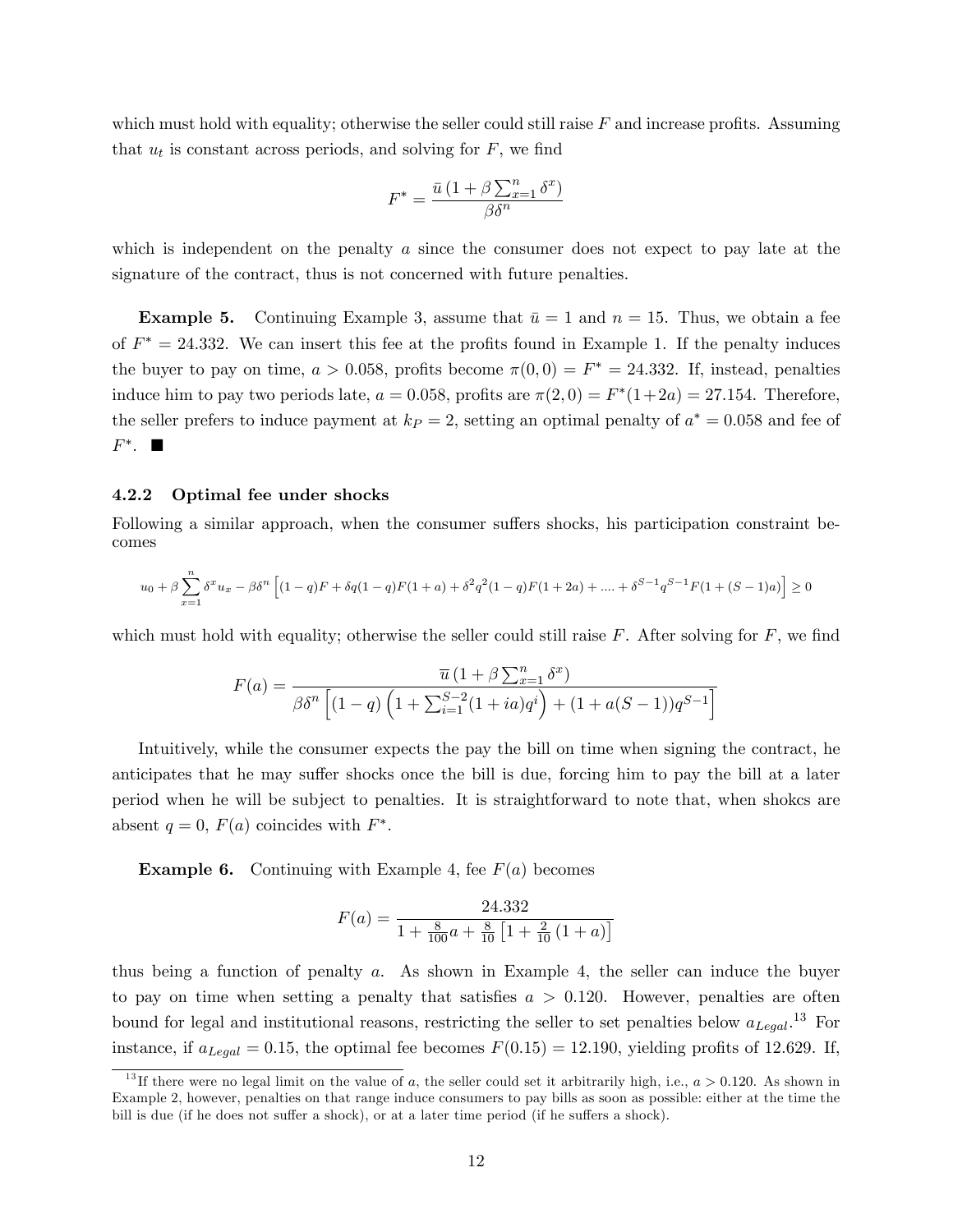which must hold with equality; otherwise the seller could still raise $F$ and increase profits. Assuming that $u_t$ is constant across periods, and solving for $F$, we find

$$F^* = \frac{\bar{u}\,(1 + \beta \sum_{x=1}^{n} \delta^x)}{\beta \delta^n}$$

which is independent on the penalty $a$ since the consumer does not expect to pay late at the signature of the contract, thus is not concerned with future penalties.

**Example 5.** Continuing Example 3, assume that $\bar{u} = 1$ and $n = 15$. Thus, we obtain a fee of $F^* = 24.332$. We can insert this fee at the profits found in Example 1. If the penalty induces the buyer to pay on time, $a > 0.058$, profits become $\pi(0,0) = F^* = 24.332$. If, instead, penalties induce him to pay two periods late, $a = 0.058$, profits are $\pi(2,0) = F^*(1+2a) = 27.154$. Therefore, the seller prefers to induce payment at $k_P = 2$, setting an optimal penalty of $a^* = 0.058$ and fee of $F^*$. ■

### 4.2.2 Optimal fee under shocks

Following a similar approach, when the consumer suffers shocks, his participation constraint becomes

$$u_0 + \beta \sum_{x=1}^{n} \delta^x u_x - \beta \delta^n \left[ (1-q)F + \delta q(1-q)F(1+a) + \delta^2 q^2 (1-q) F(1+2a) + .... + \delta^{S-1} q^{S-1} F(1+(S-1)a) \right] \geq 0$$

which must hold with equality; otherwise the seller could still raise $F$. After solving for $F$, we find

$$F(a) = \frac{\overline{u}\,(1 + \beta \sum_{x=1}^{n} \delta^x)}{\beta \delta^n \left[ (1-q)\left(1 + \sum_{i=1}^{S-2} (1+ia) q^i \right) + (1 + a(S-1)) q^{S-1} \right]}$$

Intuitively, while the consumer expects the pay the bill on time when signing the contract, he anticipates that he may suffer shocks once the bill is due, forcing him to pay the bill at a later period when he will be subject to penalties. It is straightforward to note that, when shokcs are absent $q = 0$, $F(a)$ coincides with $F^*$.

**Example 6.** Continuing with Example 4, fee $F(a)$ becomes

$$F(a) = \frac{24.332}{1 + \frac{8}{100}a + \frac{8}{10}\left[1 + \frac{2}{10}\,(1+a)\right]}$$

thus being a function of penalty $a$. As shown in Example 4, the seller can induce the buyer to pay on time when setting a penalty that satisfies $a > 0.120$. However, penalties are often bound for legal and institutional reasons, restricting the seller to set penalties below $a_{Legal}$.[13] For instance, if $a_{Legal} = 0.15$, the optimal fee becomes $F(0.15) = 12.190$, yielding profits of 12.629. If,

[13] If there were no legal limit on the value of $a$, the seller could set it arbitrarily high, i.e., $a > 0.120$. As shown in Example 2, however, penalties on that range induce consumers to pay bills as soon as possible: either at the time the bill is due (if he does not suffer a shock), or at a later time period (if he suffers a shock).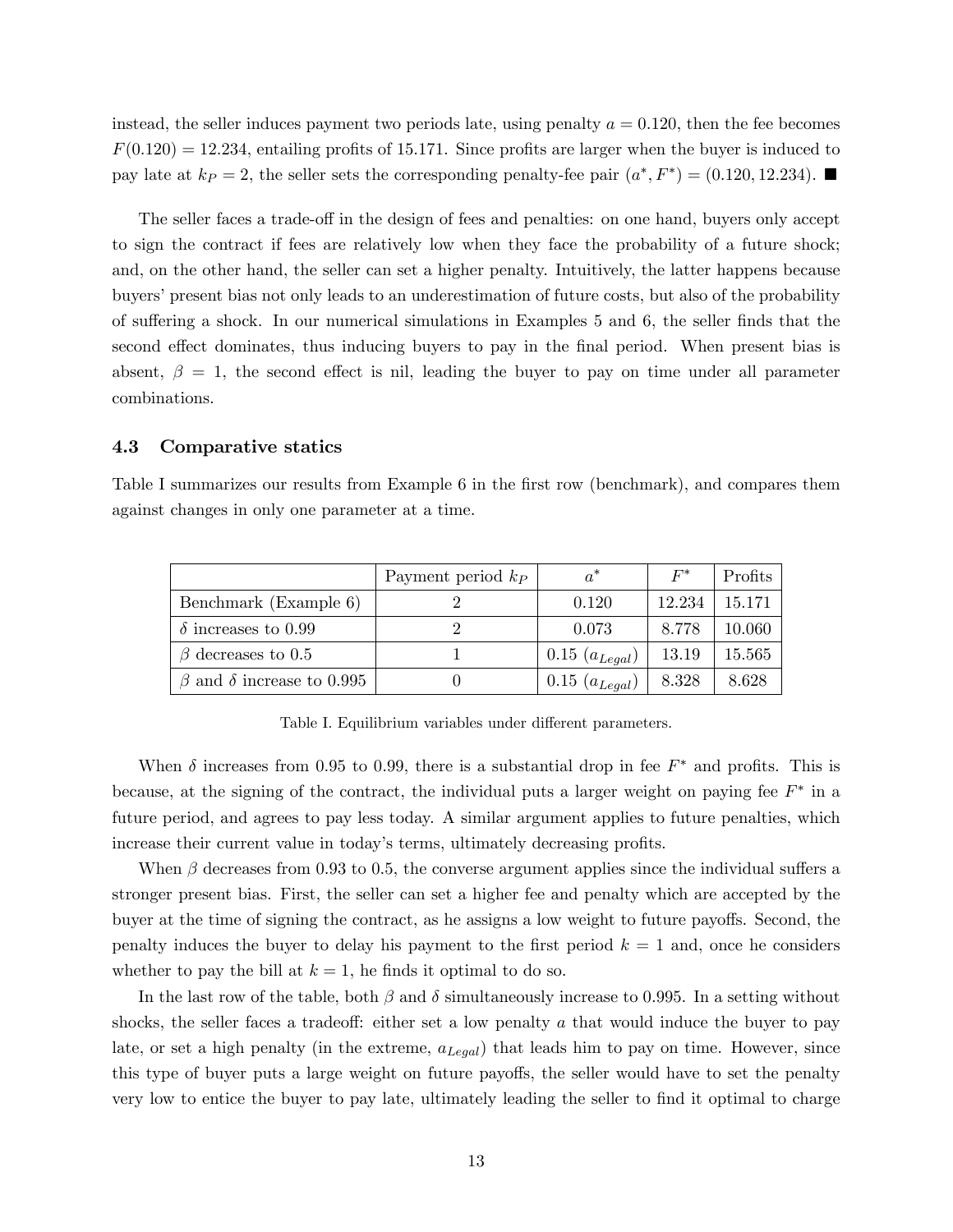instead, the seller induces payment two periods late, using penalty $a = 0.120$, then the fee becomes $F(0.120) = 12.234$, entailing profits of 15.171. Since profits are larger when the buyer is induced to pay late at $k_P = 2$, the seller sets the corresponding penalty-fee pair $(a^*, F^*) = (0.120, 12.234)$. ■

The seller faces a trade-off in the design of fees and penalties: on one hand, buyers only accept to sign the contract if fees are relatively low when they face the probability of a future shock; and, on the other hand, the seller can set a higher penalty. Intuitively, the latter happens because buyers' present bias not only leads to an underestimation of future costs, but also of the probability of suffering a shock. In our numerical simulations in Examples 5 and 6, the seller finds that the second effect dominates, thus inducing buyers to pay in the final period. When present bias is absent, $\beta = 1$, the second effect is nil, leading the buyer to pay on time under all parameter combinations.

### 4.3 Comparative statics

Table I summarizes our results from Example 6 in the first row (benchmark), and compares them against changes in only one parameter at a time.

| | Payment period $k_P$ | $a^*$ | $F^*$ | Profits |
|---|---|---|---|---|
| Benchmark (Example 6) | 2 | 0.120 | 12.234 | 15.171 |
| $\delta$ increases to 0.99 | 2 | 0.073 | 8.778 | 10.060 |
| $\beta$ decreases to 0.5 | 1 | 0.15 ($a_{Legal}$) | 13.19 | 15.565 |
| $\beta$ and $\delta$ increase to 0.995 | 0 | 0.15 ($a_{Legal}$) | 8.328 | 8.628 |

Table I. Equilibrium variables under different parameters.

When $\delta$ increases from 0.95 to 0.99, there is a substantial drop in fee $F^*$ and profits. This is because, at the signing of the contract, the individual puts a larger weight on paying fee $F^*$ in a future period, and agrees to pay less today. A similar argument applies to future penalties, which increase their current value in today's terms, ultimately decreasing profits.

When $\beta$ decreases from 0.93 to 0.5, the converse argument applies since the individual suffers a stronger present bias. First, the seller can set a higher fee and penalty which are accepted by the buyer at the time of signing the contract, as he assigns a low weight to future payoffs. Second, the penalty induces the buyer to delay his payment to the first period $k = 1$ and, once he considers whether to pay the bill at $k = 1$, he finds it optimal to do so.

In the last row of the table, both $\beta$ and $\delta$ simultaneously increase to 0.995. In a setting without shocks, the seller faces a tradeoff: either set a low penalty $a$ that would induce the buyer to pay late, or set a high penalty (in the extreme, $a_{Legal}$) that leads him to pay on time. However, since this type of buyer puts a large weight on future payoffs, the seller would have to set the penalty very low to entice the buyer to pay late, ultimately leading the seller to find it optimal to charge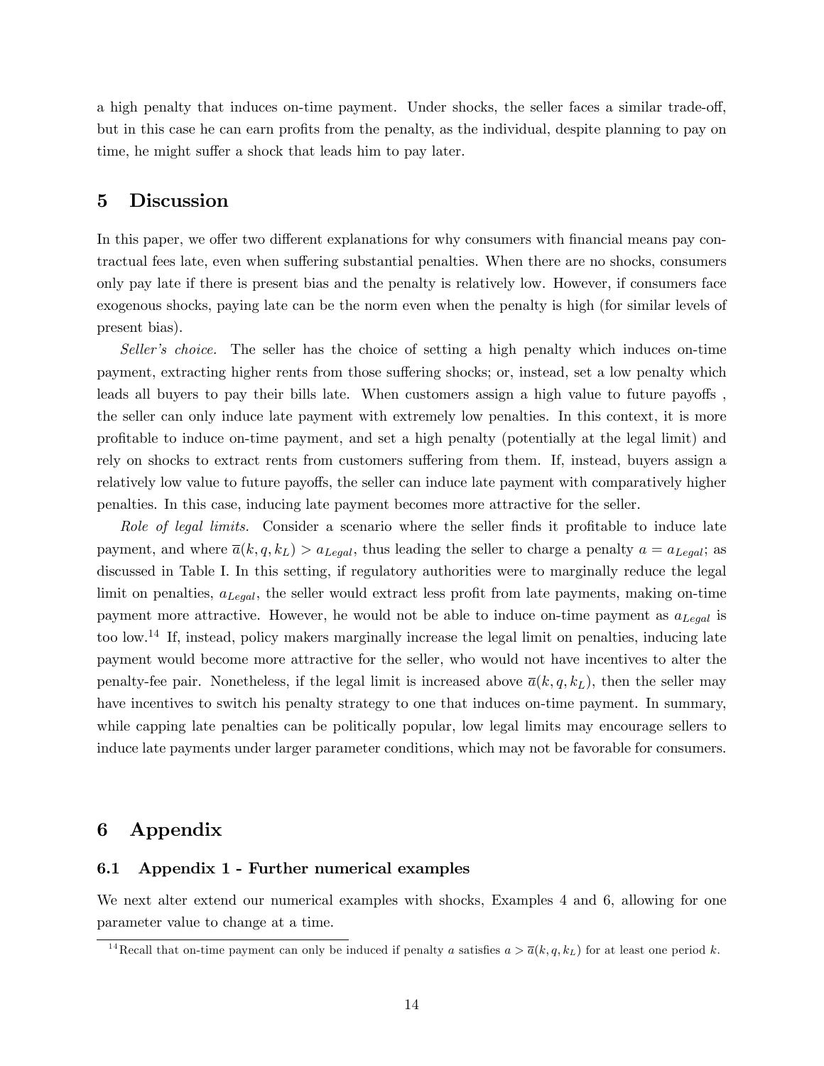a high penalty that induces on-time payment. Under shocks, the seller faces a similar trade-off, but in this case he can earn profits from the penalty, as the individual, despite planning to pay on time, he might suffer a shock that leads him to pay later.

## 5 Discussion

In this paper, we offer two different explanations for why consumers with financial means pay contractual fees late, even when suffering substantial penalties. When there are no shocks, consumers only pay late if there is present bias and the penalty is relatively low. However, if consumers face exogenous shocks, paying late can be the norm even when the penalty is high (for similar levels of present bias).

*Seller's choice.* The seller has the choice of setting a high penalty which induces on-time payment, extracting higher rents from those suffering shocks; or, instead, set a low penalty which leads all buyers to pay their bills late. When customers assign a high value to future payoffs , the seller can only induce late payment with extremely low penalties. In this context, it is more profitable to induce on-time payment, and set a high penalty (potentially at the legal limit) and rely on shocks to extract rents from customers suffering from them. If, instead, buyers assign a relatively low value to future payoffs, the seller can induce late payment with comparatively higher penalties. In this case, inducing late payment becomes more attractive for the seller.

*Role of legal limits.* Consider a scenario where the seller finds it profitable to induce late payment, and where $\overline{a}(k, q, k_L) > a_{Legal}$, thus leading the seller to charge a penalty $a = a_{Legal}$; as discussed in Table I. In this setting, if regulatory authorities were to marginally reduce the legal limit on penalties, $a_{Legal}$, the seller would extract less profit from late payments, making on-time payment more attractive. However, he would not be able to induce on-time payment as $a_{Legal}$ is too low.[14] If, instead, policy makers marginally increase the legal limit on penalties, inducing late payment would become more attractive for the seller, who would not have incentives to alter the penalty-fee pair. Nonetheless, if the legal limit is increased above $\overline{a}(k, q, k_L)$, then the seller may have incentives to switch his penalty strategy to one that induces on-time payment. In summary, while capping late penalties can be politically popular, low legal limits may encourage sellers to induce late payments under larger parameter conditions, which may not be favorable for consumers.

## 6 Appendix

### 6.1 Appendix 1 - Further numerical examples

We next alter extend our numerical examples with shocks, Examples 4 and 6, allowing for one parameter value to change at a time.

[14] Recall that on-time payment can only be induced if penalty $a$ satisfies $a > \overline{a}(k, q, k_L)$ for at least one period $k$.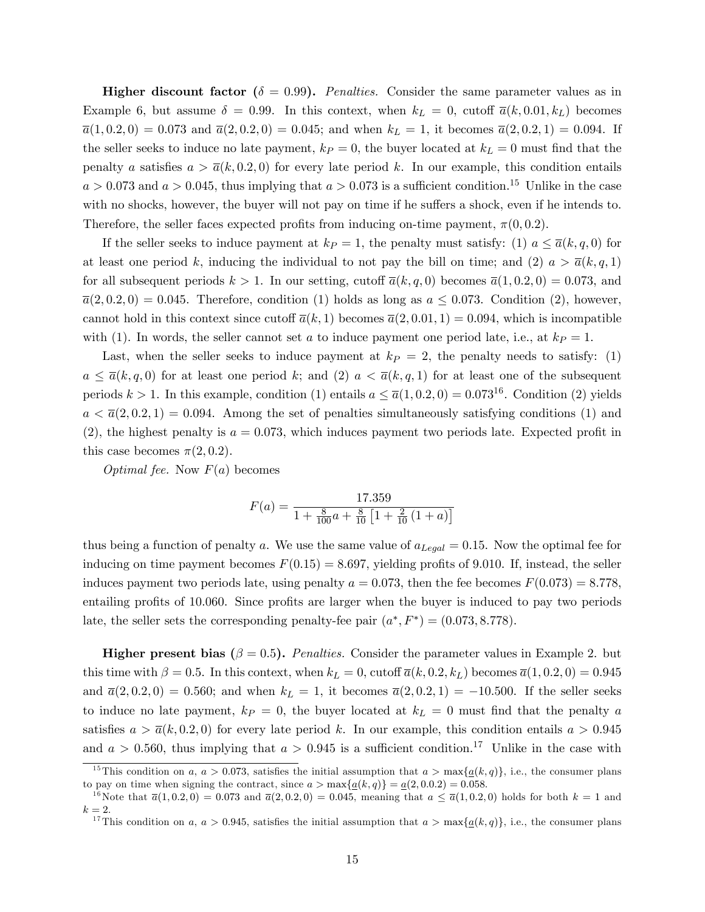**Higher discount factor ($\delta = 0.99$).** *Penalties.* Consider the same parameter values as in Example 6, but assume $\delta = 0.99$. In this context, when $k_L = 0$, cutoff $\overline{a}(k, 0.01, k_L)$ becomes $\overline{a}(1, 0.2, 0) = 0.073$ and $\overline{a}(2, 0.2, 0) = 0.045$; and when $k_L = 1$, it becomes $\overline{a}(2, 0.2, 1) = 0.094$. If the seller seeks to induce no late payment, $k_P = 0$, the buyer located at $k_L = 0$ must find that the penalty $a$ satisfies $a > \overline{a}(k, 0.2, 0)$ for every late period $k$. In our example, this condition entails $a > 0.073$ and $a > 0.045$, thus implying that $a > 0.073$ is a sufficient condition.[15] Unlike in the case with no shocks, however, the buyer will not pay on time if he suffers a shock, even if he intends to. Therefore, the seller faces expected profits from inducing on-time payment, $\pi(0, 0.2)$.

If the seller seeks to induce payment at $k_P = 1$, the penalty must satisfy: (1) $a \leq \overline{a}(k, q, 0)$ for at least one period $k$, inducing the individual to not pay the bill on time; and (2) $a > \overline{a}(k, q, 1)$ for all subsequent periods $k > 1$. In our setting, cutoff $\overline{a}(k, q, 0)$ becomes $\overline{a}(1, 0.2, 0) = 0.073$, and $\overline{a}(2, 0.2, 0) = 0.045$. Therefore, condition (1) holds as long as $a \leq 0.073$. Condition (2), however, cannot hold in this context since cutoff $\overline{a}(k, 1)$ becomes $\overline{a}(2, 0.01, 1) = 0.094$, which is incompatible with (1). In words, the seller cannot set $a$ to induce payment one period late, i.e., at $k_P = 1$.

Last, when the seller seeks to induce payment at $k_P = 2$, the penalty needs to satisfy: (1) $a \leq \overline{a}(k, q, 0)$ for at least one period $k$; and (2) $a < \overline{a}(k, q, 1)$ for at least one of the subsequent periods $k > 1$. In this example, condition (1) entails $a \leq \overline{a}(1, 0.2, 0) = 0.073$[16]. Condition (2) yields $a < \overline{a}(2, 0.2, 1) = 0.094$. Among the set of penalties simultaneously satisfying conditions (1) and (2), the highest penalty is $a = 0.073$, which induces payment two periods late. Expected profit in this case becomes $\pi(2, 0.2)$.

*Optimal fee.* Now $F(a)$ becomes

$$F(a) = \frac{17.359}{1 + \frac{8}{100}a + \frac{8}{10}\left[1 + \frac{2}{10}(1 + a)\right]}$$

thus being a function of penalty $a$. We use the same value of $a_{Legal} = 0.15$. Now the optimal fee for inducing on time payment becomes $F(0.15) = 8.697$, yielding profits of 9.010. If, instead, the seller induces payment two periods late, using penalty $a = 0.073$, then the fee becomes $F(0.073) = 8.778$, entailing profits of 10.060. Since profits are larger when the buyer is induced to pay two periods late, the seller sets the corresponding penalty-fee pair $(a^*, F^*) = (0.073, 8.778)$.

**Higher present bias ($\beta = 0.5$).** *Penalties.* Consider the parameter values in Example 2. but this time with $\beta = 0.5$. In this context, when $k_L = 0$, cutoff $\overline{a}(k, 0.2, k_L)$ becomes $\overline{a}(1, 0.2, 0) = 0.945$ and $\overline{a}(2, 0.2, 0) = 0.560$; and when $k_L = 1$, it becomes $\overline{a}(2, 0.2, 1) = -10.500$. If the seller seeks to induce no late payment, $k_P = 0$, the buyer located at $k_L = 0$ must find that the penalty $a$ satisfies $a > \overline{a}(k, 0.2, 0)$ for every late period $k$. In our example, this condition entails $a > 0.945$ and $a > 0.560$, thus implying that $a > 0.945$ is a sufficient condition.[17] Unlike in the case with

---

[15] This condition on $a$, $a > 0.073$, satisfies the initial assumption that $a > \max\{\underline{a}(k, q)\}$, i.e., the consumer plans to pay on time when signing the contract, since $a > \max\{\underline{a}(k, q)\} = \underline{a}(2, 0.0.2) = 0.058$.

[16] Note that $\overline{a}(1, 0.2, 0) = 0.073$ and $\overline{a}(2, 0.2, 0) = 0.045$, meaning that $a \leq \overline{a}(1, 0.2, 0)$ holds for both $k = 1$ and $k = 2$.

[17] This condition on $a$, $a > 0.945$, satisfies the initial assumption that $a > \max\{\underline{a}(k, q)\}$, i.e., the consumer plans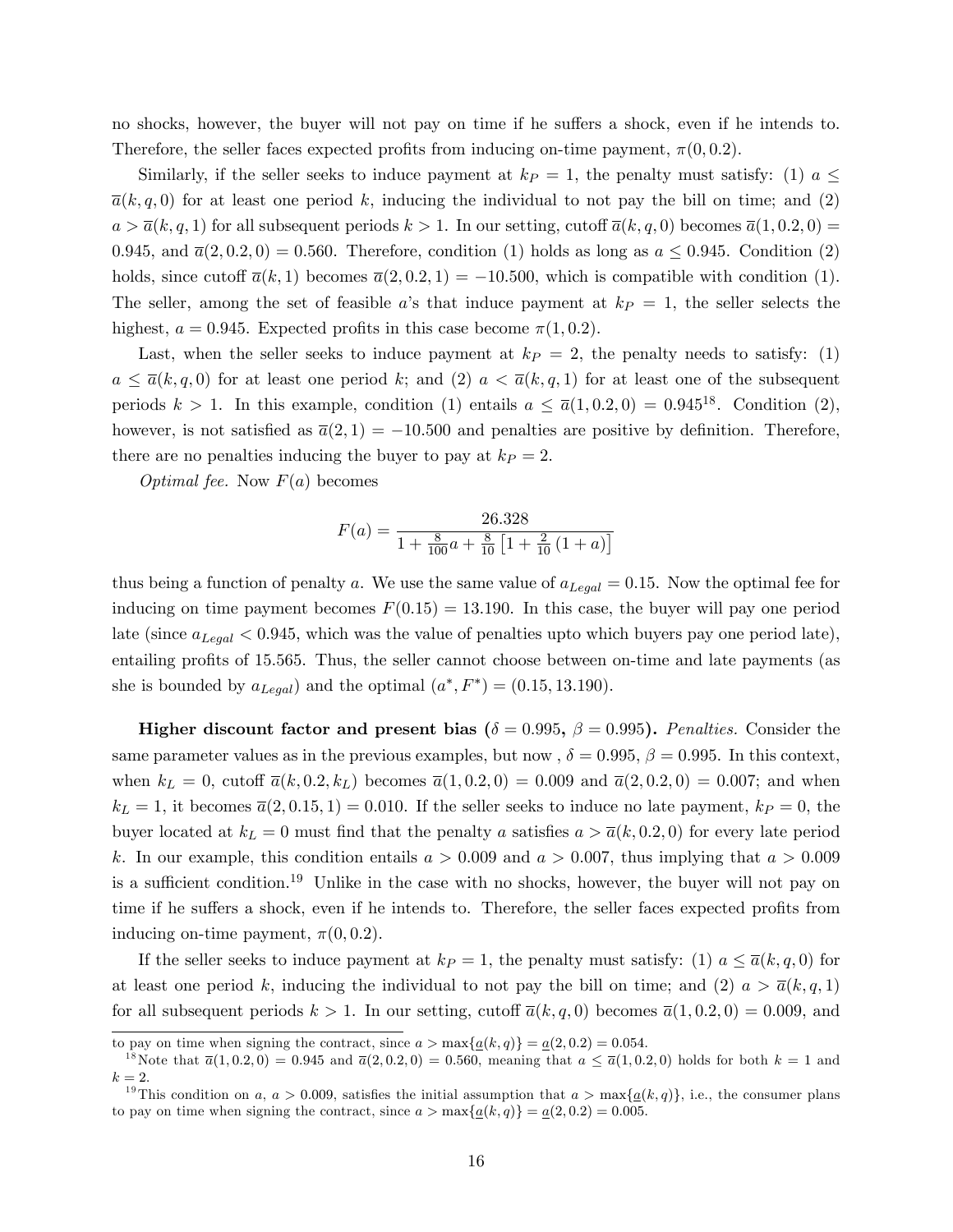no shocks, however, the buyer will not pay on time if he suffers a shock, even if he intends to. Therefore, the seller faces expected profits from inducing on-time payment, $\pi(0, 0.2)$.

Similarly, if the seller seeks to induce payment at $k_P = 1$, the penalty must satisfy: (1) $a \leq \overline{a}(k, q, 0)$ for at least one period $k$, inducing the individual to not pay the bill on time; and (2) $a > \overline{a}(k, q, 1)$ for all subsequent periods $k > 1$. In our setting, cutoff $\overline{a}(k, q, 0)$ becomes $\overline{a}(1, 0.2, 0) = 0.945$, and $\overline{a}(2, 0.2, 0) = 0.560$. Therefore, condition (1) holds as long as $a \leq 0.945$. Condition (2) holds, since cutoff $\overline{a}(k, 1)$ becomes $\overline{a}(2, 0.2, 1) = -10.500$, which is compatible with condition (1). The seller, among the set of feasible $a$'s that induce payment at $k_P = 1$, the seller selects the highest, $a = 0.945$. Expected profits in this case become $\pi(1, 0.2)$.

Last, when the seller seeks to induce payment at $k_P = 2$, the penalty needs to satisfy: (1) $a \leq \overline{a}(k, q, 0)$ for at least one period $k$; and (2) $a < \overline{a}(k, q, 1)$ for at least one of the subsequent periods $k > 1$. In this example, condition (1) entails $a \leq \overline{a}(1, 0.2, 0) = 0.945$[18]. Condition (2), however, is not satisfied as $\overline{a}(2, 1) = -10.500$ and penalties are positive by definition. Therefore, there are no penalties inducing the buyer to pay at $k_P = 2$.

*Optimal fee.* Now $F(a)$ becomes

$$F(a) = \frac{26.328}{1 + \frac{8}{100}a + \frac{8}{10}\left[1 + \frac{2}{10}(1 + a)\right]}$$

thus being a function of penalty $a$. We use the same value of $a_{Legal} = 0.15$. Now the optimal fee for inducing on time payment becomes $F(0.15) = 13.190$. In this case, the buyer will pay one period late (since $a_{Legal} < 0.945$, which was the value of penalties upto which buyers pay one period late), entailing profits of 15.565. Thus, the seller cannot choose between on-time and late payments (as she is bounded by $a_{Legal}$) and the optimal $(a^*, F^*) = (0.15, 13.190)$.

**Higher discount factor and present bias ($\delta = 0.995$, $\beta = 0.995$).** *Penalties.* Consider the same parameter values as in the previous examples, but now , $\delta = 0.995$, $\beta = 0.995$. In this context, when $k_L = 0$, cutoff $\overline{a}(k, 0.2, k_L)$ becomes $\overline{a}(1, 0.2, 0) = 0.009$ and $\overline{a}(2, 0.2, 0) = 0.007$; and when $k_L = 1$, it becomes $\overline{a}(2, 0.15, 1) = 0.010$. If the seller seeks to induce no late payment, $k_P = 0$, the buyer located at $k_L = 0$ must find that the penalty $a$ satisfies $a > \overline{a}(k, 0.2, 0)$ for every late period $k$. In our example, this condition entails $a > 0.009$ and $a > 0.007$, thus implying that $a > 0.009$ is a sufficient condition.[19] Unlike in the case with no shocks, however, the buyer will not pay on time if he suffers a shock, even if he intends to. Therefore, the seller faces expected profits from inducing on-time payment, $\pi(0, 0.2)$.

If the seller seeks to induce payment at $k_P = 1$, the penalty must satisfy: (1) $a \leq \overline{a}(k, q, 0)$ for at least one period $k$, inducing the individual to not pay the bill on time; and (2) $a > \overline{a}(k, q, 1)$ for all subsequent periods $k > 1$. In our setting, cutoff $\overline{a}(k, q, 0)$ becomes $\overline{a}(1, 0.2, 0) = 0.009$, and

---

to pay on time when signing the contract, since $a > \max\{\underline{a}(k, q)\} = \underline{a}(2, 0.2) = 0.054$.

[18] Note that $\overline{a}(1, 0.2, 0) = 0.945$ and $\overline{a}(2, 0.2, 0) = 0.560$, meaning that $a \leq \overline{a}(1, 0.2, 0)$ holds for both $k = 1$ and $k = 2$.

[19] This condition on $a$, $a > 0.009$, satisfies the initial assumption that $a > \max\{\underline{a}(k, q)\}$, i.e., the consumer plans to pay on time when signing the contract, since $a > \max\{\underline{a}(k, q)\} = \underline{a}(2, 0.2) = 0.005$.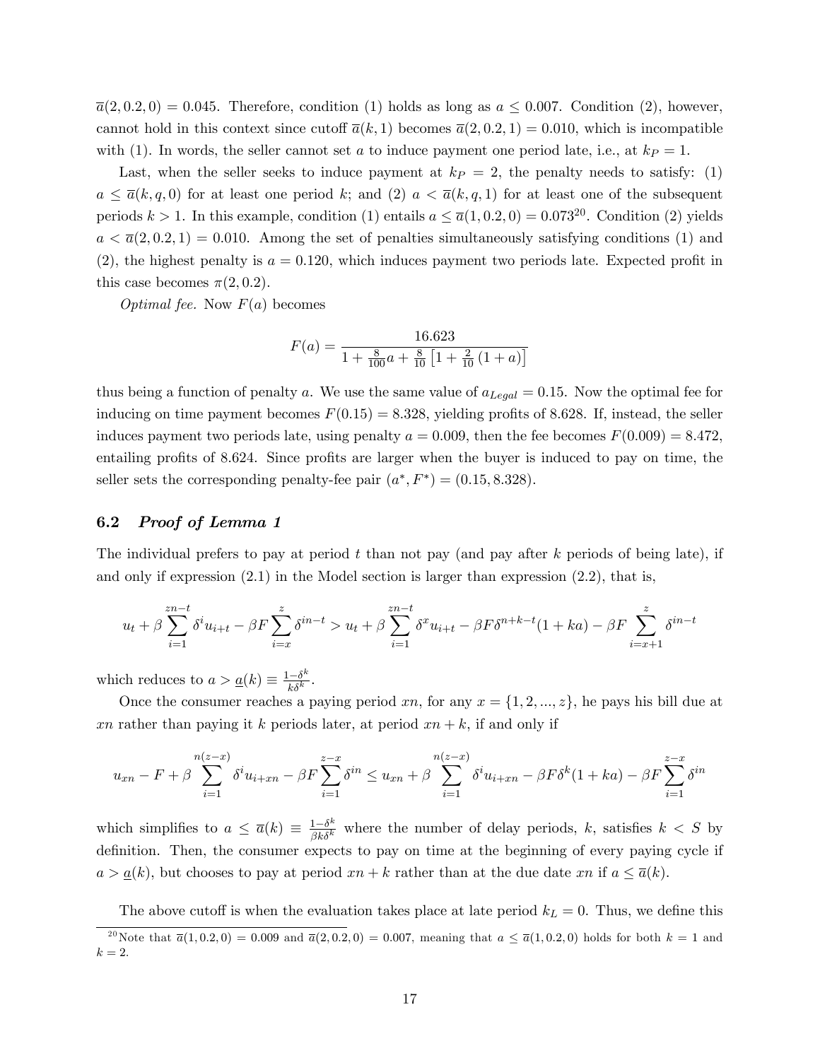$\overline{a}(2, 0.2, 0) = 0.045$. Therefore, condition (1) holds as long as $a \leq 0.007$. Condition (2), however, cannot hold in this context since cutoff $\overline{a}(k, 1)$ becomes $\overline{a}(2, 0.2, 1) = 0.010$, which is incompatible with (1). In words, the seller cannot set $a$ to induce payment one period late, i.e., at $k_P = 1$.

Last, when the seller seeks to induce payment at $k_P = 2$, the penalty needs to satisfy: (1) $a \leq \overline{a}(k, q, 0)$ for at least one period $k$; and (2) $a < \overline{a}(k, q, 1)$ for at least one of the subsequent periods $k > 1$. In this example, condition (1) entails $a \leq \overline{a}(1, 0.2, 0) = 0.073$[20]. Condition (2) yields $a < \overline{a}(2, 0.2, 1) = 0.010$. Among the set of penalties simultaneously satisfying conditions (1) and (2), the highest penalty is $a = 0.120$, which induces payment two periods late. Expected profit in this case becomes $\pi(2, 0.2)$.

*Optimal fee.* Now $F(a)$ becomes

$$F(a) = \frac{16.623}{1 + \frac{8}{100}a + \frac{8}{10}\left[1 + \frac{2}{10}(1 + a)\right]}$$

thus being a function of penalty $a$. We use the same value of $a_{Legal} = 0.15$. Now the optimal fee for inducing on time payment becomes $F(0.15) = 8.328$, yielding profits of 8.628. If, instead, the seller induces payment two periods late, using penalty $a = 0.009$, then the fee becomes $F(0.009) = 8.472$, entailing profits of 8.624. Since profits are larger when the buyer is induced to pay on time, the seller sets the corresponding penalty-fee pair $(a^*, F^*) = (0.15, 8.328)$.

## 6.2 *Proof of Lemma 1*

The individual prefers to pay at period $t$ than not pay (and pay after $k$ periods of being late), if and only if expression (2.1) in the Model section is larger than expression (2.2), that is,

$$u_t + \beta \sum_{i=1}^{zn-t} \delta^i u_{i+t} - \beta F \sum_{i=x}^{z} \delta^{in-t} > u_t + \beta \sum_{i=1}^{zn-t} \delta^x u_{i+t} - \beta F \delta^{n+k-t}(1 + ka) - \beta F \sum_{i=x+1}^{z} \delta^{in-t}$$

which reduces to $a > \underline{a}(k) \equiv \frac{1-\delta^k}{k\delta^k}$.

Once the consumer reaches a paying period $xn$, for any $x = \{1, 2, ..., z\}$, he pays his bill due at $xn$ rather than paying it $k$ periods later, at period $xn + k$, if and only if

$$u_{xn} - F + \beta \sum_{i=1}^{n(z-x)} \delta^i u_{i+xn} - \beta F \sum_{i=1}^{z-x} \delta^{in} \leq u_{xn} + \beta \sum_{i=1}^{n(z-x)} \delta^i u_{i+xn} - \beta F \delta^k (1 + ka) - \beta F \sum_{i=1}^{z-x} \delta^{in}$$

which simplifies to $a \leq \overline{a}(k) \equiv \frac{1-\delta^k}{\beta k \delta^k}$ where the number of delay periods, $k$, satisfies $k < S$ by definition. Then, the consumer expects to pay on time at the beginning of every paying cycle if $a > \underline{a}(k)$, but chooses to pay at period $xn + k$ rather than at the due date $xn$ if $a \leq \overline{a}(k)$.

The above cutoff is when the evaluation takes place at late period $k_L = 0$. Thus, we define this

[20] Note that $\overline{a}(1, 0.2, 0) = 0.009$ and $\overline{a}(2, 0.2, 0) = 0.007$, meaning that $a \leq \overline{a}(1, 0.2, 0)$ holds for both $k = 1$ and $k = 2$.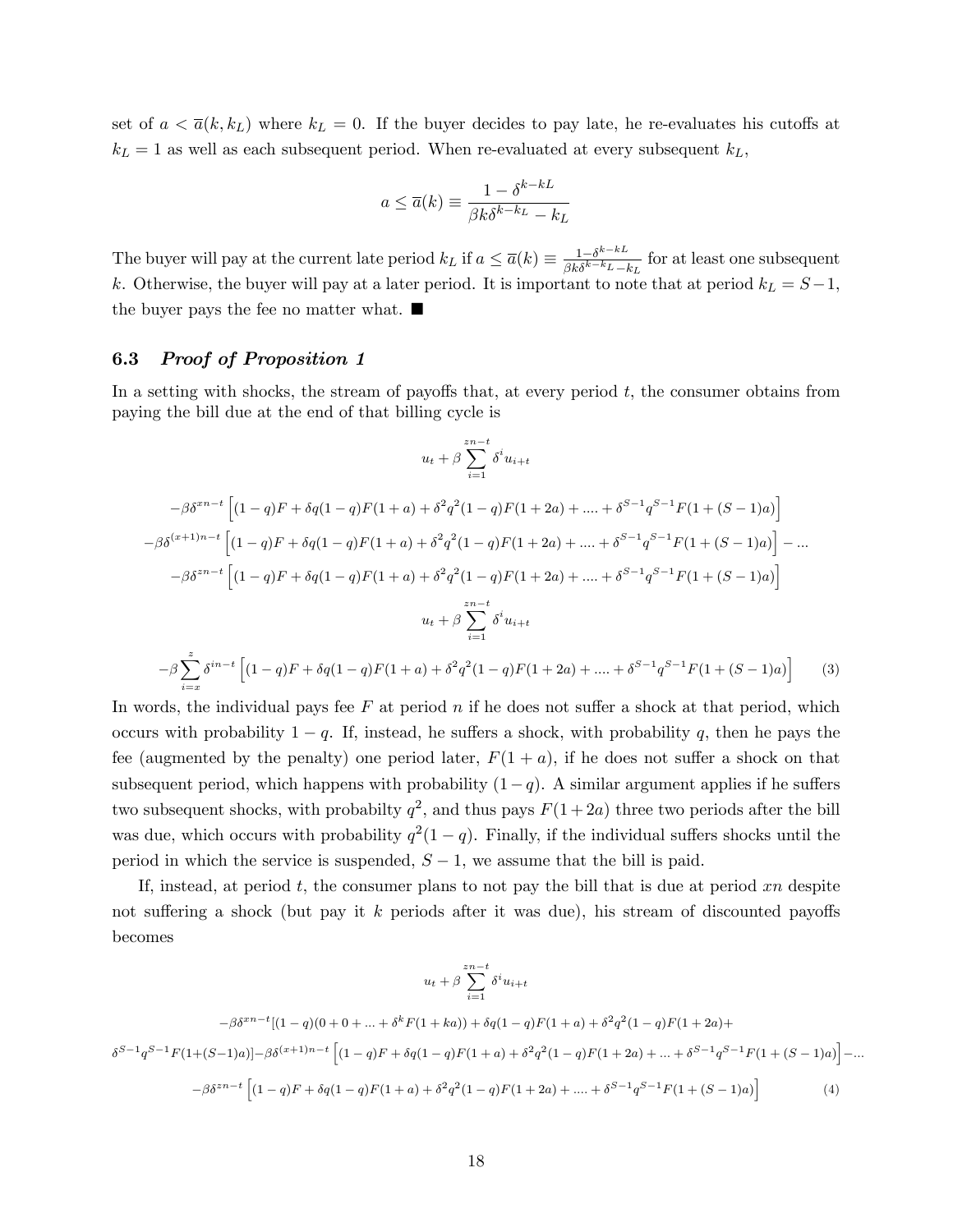set of $a < \overline{a}(k, k_L)$ where $k_L = 0$. If the buyer decides to pay late, he re-evaluates his cutoffs at $k_L = 1$ as well as each subsequent period. When re-evaluated at every subsequent $k_L$,

$$a \leq \overline{a}(k) \equiv \frac{1 - \delta^{k-kL}}{\beta k \delta^{k-k_L} - k_L}$$

The buyer will pay at the current late period $k_L$ if $a \leq \overline{a}(k) \equiv \frac{1-\delta^{k-kL}}{\beta k \delta^{k-k_L} - k_L}$ for at least one subsequent $k$. Otherwise, the buyer will pay at a later period. It is important to note that at period $k_L = S-1$, the buyer pays the fee no matter what. ■

### 6.3 *Proof of Proposition 1*

In a setting with shocks, the stream of payoffs that, at every period $t$, the consumer obtains from paying the bill due at the end of that billing cycle is

$$u_t + \beta \sum_{i=1}^{zn-t} \delta^i u_{i+t}$$

$$-\beta\delta^{xn-t}\left[(1-q)F + \delta q(1-q)F(1+a) + \delta^2 q^2(1-q)F(1+2a) + .... + \delta^{S-1}q^{S-1}F(1+(S-1)a)\right]$$

$$-\beta\delta^{(x+1)n-t}\left[(1-q)F + \delta q(1-q)F(1+a) + \delta^2 q^2(1-q)F(1+2a) + .... + \delta^{S-1}q^{S-1}F(1+(S-1)a)\right] - ...$$

$$-\beta\delta^{zn-t}\left[(1-q)F + \delta q(1-q)F(1+a) + \delta^2 q^2(1-q)F(1+2a) + .... + \delta^{S-1}q^{S-1}F(1+(S-1)a)\right]$$

$$u_t + \beta \sum_{i=1}^{zn-t} \delta^i u_{i+t}$$

$$-\beta\sum_{i=x}^{z}\delta^{in-t}\left[(1-q)F + \delta q(1-q)F(1+a) + \delta^2 q^2(1-q)F(1+2a) + .... + \delta^{S-1}q^{S-1}F(1+(S-1)a)\right] \quad (3)$$

In words, the individual pays fee $F$ at period $n$ if he does not suffer a shock at that period, which occurs with probability $1-q$. If, instead, he suffers a shock, with probability $q$, then he pays the fee (augmented by the penalty) one period later, $F(1+a)$, if he does not suffer a shock on that subsequent period, which happens with probability $(1-q)$. A similar argument applies if he suffers two subsequent shocks, with probabilty $q^2$, and thus pays $F(1+2a)$ three two periods after the bill was due, which occurs with probability $q^2(1-q)$. Finally, if the individual suffers shocks until the period in which the service is suspended, $S-1$, we assume that the bill is paid.

If, instead, at period $t$, the consumer plans to not pay the bill that is due at period $xn$ despite not suffering a shock (but pay it $k$ periods after it was due), his stream of discounted payoffs becomes

$$u_t + \beta \sum_{i=1}^{zn-t} \delta^i u_{i+t}$$

$$-\beta\delta^{xn-t}[(1-q)(0+0+...+\delta^k F(1+ka)) + \delta q(1-q)F(1+a) + \delta^2 q^2(1-q)F(1+2a)+$$

$$\delta^{S-1}q^{S-1}F(1+(S-1)a)] - \beta\delta^{(x+1)n-t}\left[(1-q)F + \delta q(1-q)F(1+a) + \delta^2 q^2(1-q)F(1+2a) + ... + \delta^{S-1}q^{S-1}F(1+(S-1)a)\right] - ...$$

$$-\beta\delta^{zn-t}\left[(1-q)F + \delta q(1-q)F(1+a) + \delta^2 q^2(1-q)F(1+2a) + .... + \delta^{S-1}q^{S-1}F(1+(S-1)a)\right] \quad (4)$$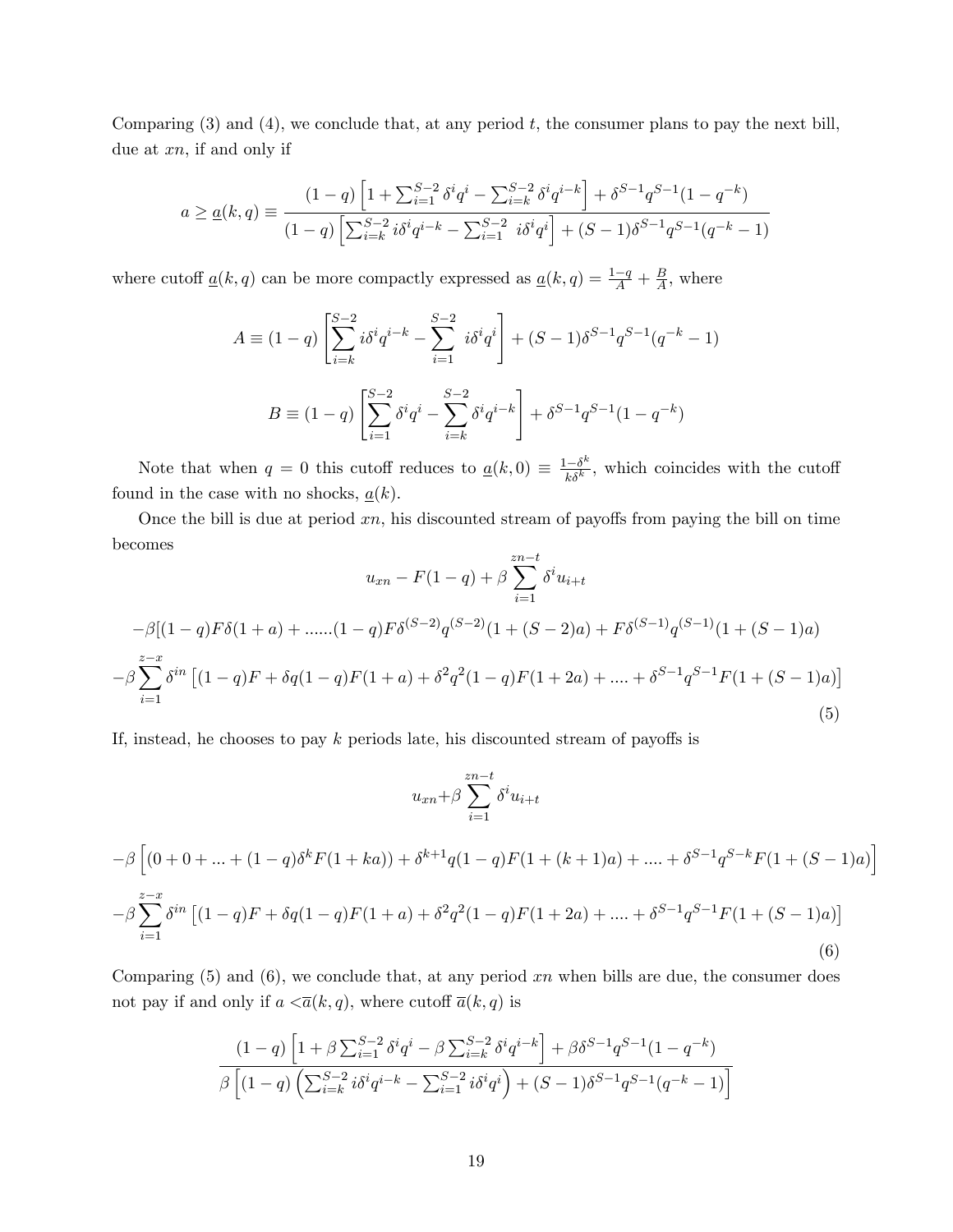Comparing (3) and (4), we conclude that, at any period $t$, the consumer plans to pay the next bill, due at $xn$, if and only if

$$a \geq \underline{a}(k,q) \equiv \frac{(1-q)\left[1+\sum_{i=1}^{S-2}\delta^i q^i - \sum_{i=k}^{S-2}\delta^i q^{i-k}\right] + \delta^{S-1}q^{S-1}(1-q^{-k})}{(1-q)\left[\sum_{i=k}^{S-2} i\delta^i q^{i-k} - \sum_{i=1}^{S-2}\ i\delta^i q^i\right] + (S-1)\delta^{S-1}q^{S-1}(q^{-k}-1)}$$

where cutoff $\underline{a}(k,q)$ can be more compactly expressed as $\underline{a}(k,q) = \frac{1-q}{A} + \frac{B}{A}$, where

$$A \equiv (1-q)\left[\sum_{i=k}^{S-2} i\delta^i q^{i-k} - \sum_{i=1}^{S-2}\ i\delta^i q^i\right] + (S-1)\delta^{S-1}q^{S-1}(q^{-k}-1)$$

$$B \equiv (1-q)\left[\sum_{i=1}^{S-2}\delta^i q^i - \sum_{i=k}^{S-2}\delta^i q^{i-k}\right] + \delta^{S-1}q^{S-1}(1-q^{-k})$$

Note that when $q = 0$ this cutoff reduces to $\underline{a}(k,0) \equiv \frac{1-\delta^k}{k\delta^k}$, which coincides with the cutoff found in the case with no shocks, $\underline{a}(k)$.

Once the bill is due at period $xn$, his discounted stream of payoffs from paying the bill on time becomes

$$u_{xn} - F(1-q) + \beta\sum_{i=1}^{zn-t}\delta^i u_{i+t}$$

$$-\beta[(1-q)F\delta(1+a) + ......(1-q)F\delta^{(S-2)}q^{(S-2)}(1+(S-2)a) + F\delta^{(S-1)}q^{(S-1)}(1+(S-1)a)$$

$$-\beta\sum_{i=1}^{z-x}\delta^{in}\left[(1-q)F + \delta q(1-q)F(1+a) + \delta^2q^2(1-q)F(1+2a) + .... + \delta^{S-1}q^{S-1}F(1+(S-1)a)\right] \tag{5}$$

If, instead, he chooses to pay $k$ periods late, his discounted stream of payoffs is

$$u_{xn}+\beta\sum_{i=1}^{zn-t}\delta^i u_{i+t}$$

$$-\beta\left[(0+0+...+(1-q)\delta^k F(1+ka)) + \delta^{k+1}q(1-q)F(1+(k+1)a) + .... + \delta^{S-1}q^{S-k}F(1+(S-1)a)\right]$$

$$-\beta\sum_{i=1}^{z-x}\delta^{in}\left[(1-q)F + \delta q(1-q)F(1+a) + \delta^2q^2(1-q)F(1+2a) + .... + \delta^{S-1}q^{S-1}F(1+(S-1)a)\right] \tag{6}$$

Comparing (5) and (6), we conclude that, at any period $xn$ when bills are due, the consumer does not pay if and only if $a < \overline{a}(k,q)$, where cutoff $\overline{a}(k,q)$ is

$$\frac{(1-q)\left[1+\beta\sum_{i=1}^{S-2}\delta^i q^i - \beta\sum_{i=k}^{S-2}\delta^i q^{i-k}\right] + \beta\delta^{S-1}q^{S-1}(1-q^{-k})}{\beta\left[(1-q)\left(\sum_{i=k}^{S-2} i\delta^i q^{i-k} - \sum_{i=1}^{S-2} i\delta^i q^i\right) + (S-1)\delta^{S-1}q^{S-1}(q^{-k}-1)\right]}$$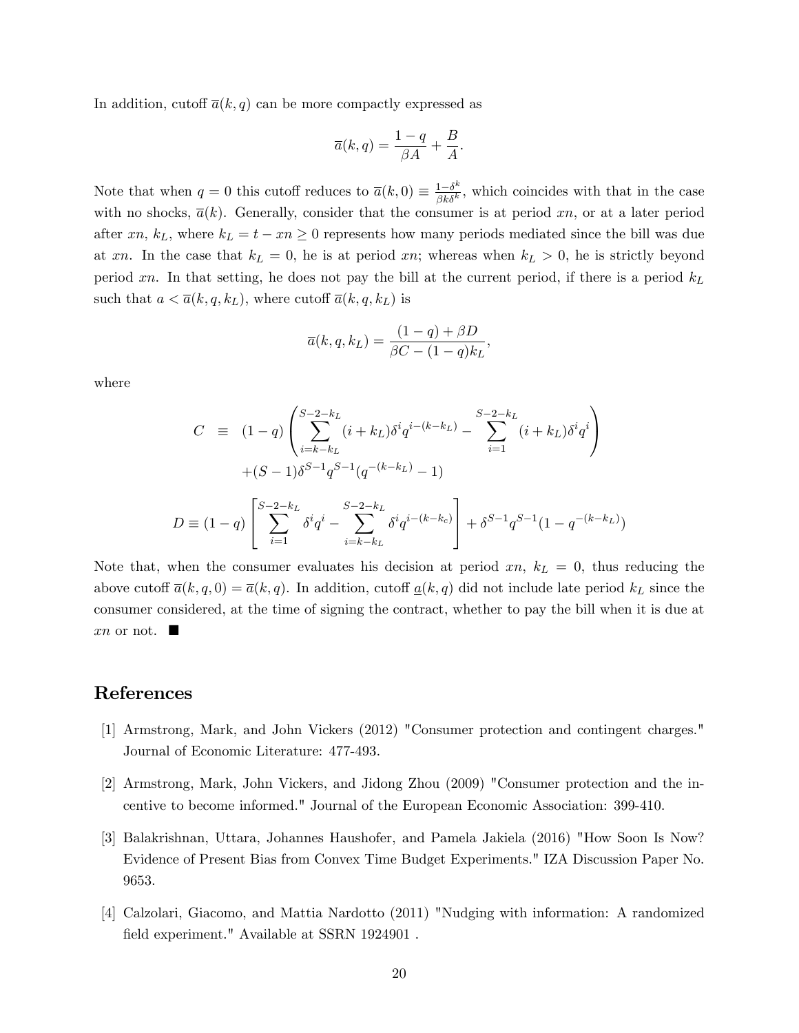In addition, cutoff $\overline{a}(k,q)$ can be more compactly expressed as

$$\overline{a}(k,q) = \frac{1-q}{\beta A} + \frac{B}{A}.$$

Note that when $q = 0$ this cutoff reduces to $\overline{a}(k,0) \equiv \frac{1-\delta^k}{\beta k \delta^k}$, which coincides with that in the case with no shocks, $\overline{a}(k)$. Generally, consider that the consumer is at period $xn$, or at a later period after $xn$, $k_L$, where $k_L = t - xn \geq 0$ represents how many periods mediated since the bill was due at $xn$. In the case that $k_L = 0$, he is at period $xn$; whereas when $k_L > 0$, he is strictly beyond period $xn$. In that setting, he does not pay the bill at the current period, if there is a period $k_L$ such that $a < \overline{a}(k,q,k_L)$, where cutoff $\overline{a}(k,q,k_L)$ is

$$\overline{a}(k,q,k_L) = \frac{(1-q) + \beta D}{\beta C - (1-q)k_L},$$

where

$$\begin{aligned}
C \;\equiv\; & (1-q)\left(\sum_{i=k-k_L}^{S-2-k_L}(i+k_L)\delta^i q^{i-(k-k_L)} - \sum_{i=1}^{S-2-k_L}(i+k_L)\delta^i q^i\right) \\
& +(S-1)\delta^{S-1}q^{S-1}(q^{-(k-k_L)}-1)
\end{aligned}$$

$$D \equiv (1-q)\left[\sum_{i=1}^{S-2-k_L}\delta^i q^i - \sum_{i=k-k_L}^{S-2-k_L}\delta^i q^{i-(k-k_c)}\right] + \delta^{S-1}q^{S-1}(1-q^{-(k-k_L)})$$

Note that, when the consumer evaluates his decision at period $xn$, $k_L = 0$, thus reducing the above cutoff $\overline{a}(k,q,0) = \overline{a}(k,q)$. In addition, cutoff $\underline{a}(k,q)$ did not include late period $k_L$ since the consumer considered, at the time of signing the contract, whether to pay the bill when it is due at $xn$ or not. ■

## References

[1] Armstrong, Mark, and John Vickers (2012) "Consumer protection and contingent charges." Journal of Economic Literature: 477-493.

[2] Armstrong, Mark, John Vickers, and Jidong Zhou (2009) "Consumer protection and the incentive to become informed." Journal of the European Economic Association: 399-410.

[3] Balakrishnan, Uttara, Johannes Haushofer, and Pamela Jakiela (2016) "How Soon Is Now? Evidence of Present Bias from Convex Time Budget Experiments." IZA Discussion Paper No. 9653.

[4] Calzolari, Giacomo, and Mattia Nardotto (2011) "Nudging with information: A randomized field experiment." Available at SSRN 1924901 .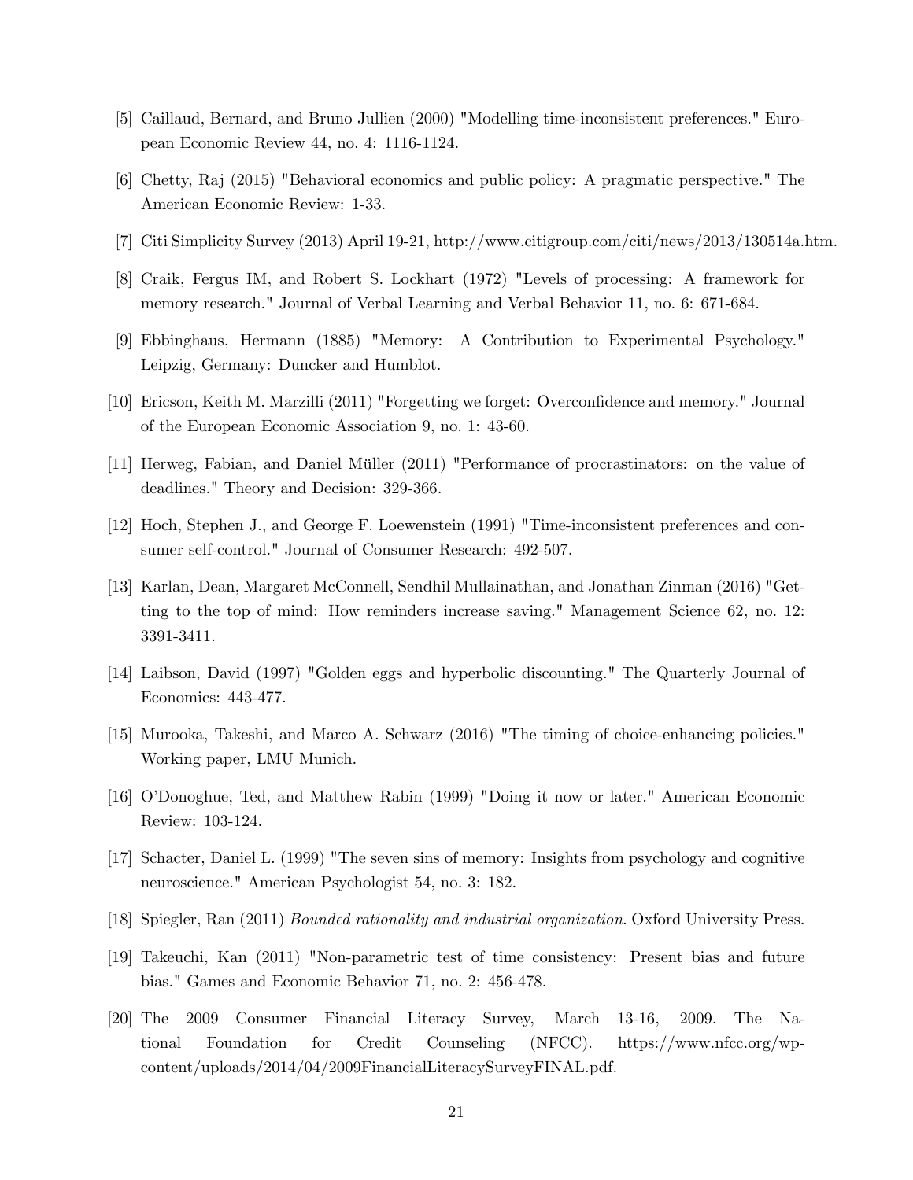[5] Caillaud, Bernard, and Bruno Jullien (2000) "Modelling time-inconsistent preferences." European Economic Review 44, no. 4: 1116-1124.

[6] Chetty, Raj (2015) "Behavioral economics and public policy: A pragmatic perspective." The American Economic Review: 1-33.

[7] Citi Simplicity Survey (2013) April 19-21, http://www.citigroup.com/citi/news/2013/130514a.htm.

[8] Craik, Fergus IM, and Robert S. Lockhart (1972) "Levels of processing: A framework for memory research." Journal of Verbal Learning and Verbal Behavior 11, no. 6: 671-684.

[9] Ebbinghaus, Hermann (1885) "Memory: A Contribution to Experimental Psychology." Leipzig, Germany: Duncker and Humblot.

[10] Ericson, Keith M. Marzilli (2011) "Forgetting we forget: Overconfidence and memory." Journal of the European Economic Association 9, no. 1: 43-60.

[11] Herweg, Fabian, and Daniel Müller (2011) "Performance of procrastinators: on the value of deadlines." Theory and Decision: 329-366.

[12] Hoch, Stephen J., and George F. Loewenstein (1991) "Time-inconsistent preferences and consumer self-control." Journal of Consumer Research: 492-507.

[13] Karlan, Dean, Margaret McConnell, Sendhil Mullainathan, and Jonathan Zinman (2016) "Getting to the top of mind: How reminders increase saving." Management Science 62, no. 12: 3391-3411.

[14] Laibson, David (1997) "Golden eggs and hyperbolic discounting." The Quarterly Journal of Economics: 443-477.

[15] Murooka, Takeshi, and Marco A. Schwarz (2016) "The timing of choice-enhancing policies." Working paper, LMU Munich.

[16] O'Donoghue, Ted, and Matthew Rabin (1999) "Doing it now or later." American Economic Review: 103-124.

[17] Schacter, Daniel L. (1999) "The seven sins of memory: Insights from psychology and cognitive neuroscience." American Psychologist 54, no. 3: 182.

[18] Spiegler, Ran (2011) *Bounded rationality and industrial organization*. Oxford University Press.

[19] Takeuchi, Kan (2011) "Non-parametric test of time consistency: Present bias and future bias." Games and Economic Behavior 71, no. 2: 456-478.

[20] The 2009 Consumer Financial Literacy Survey, March 13-16, 2009. The National Foundation for Credit Counseling (NFCC). https://www.nfcc.org/wp-content/uploads/2014/04/2009FinancialLiteracySurveyFINAL.pdf.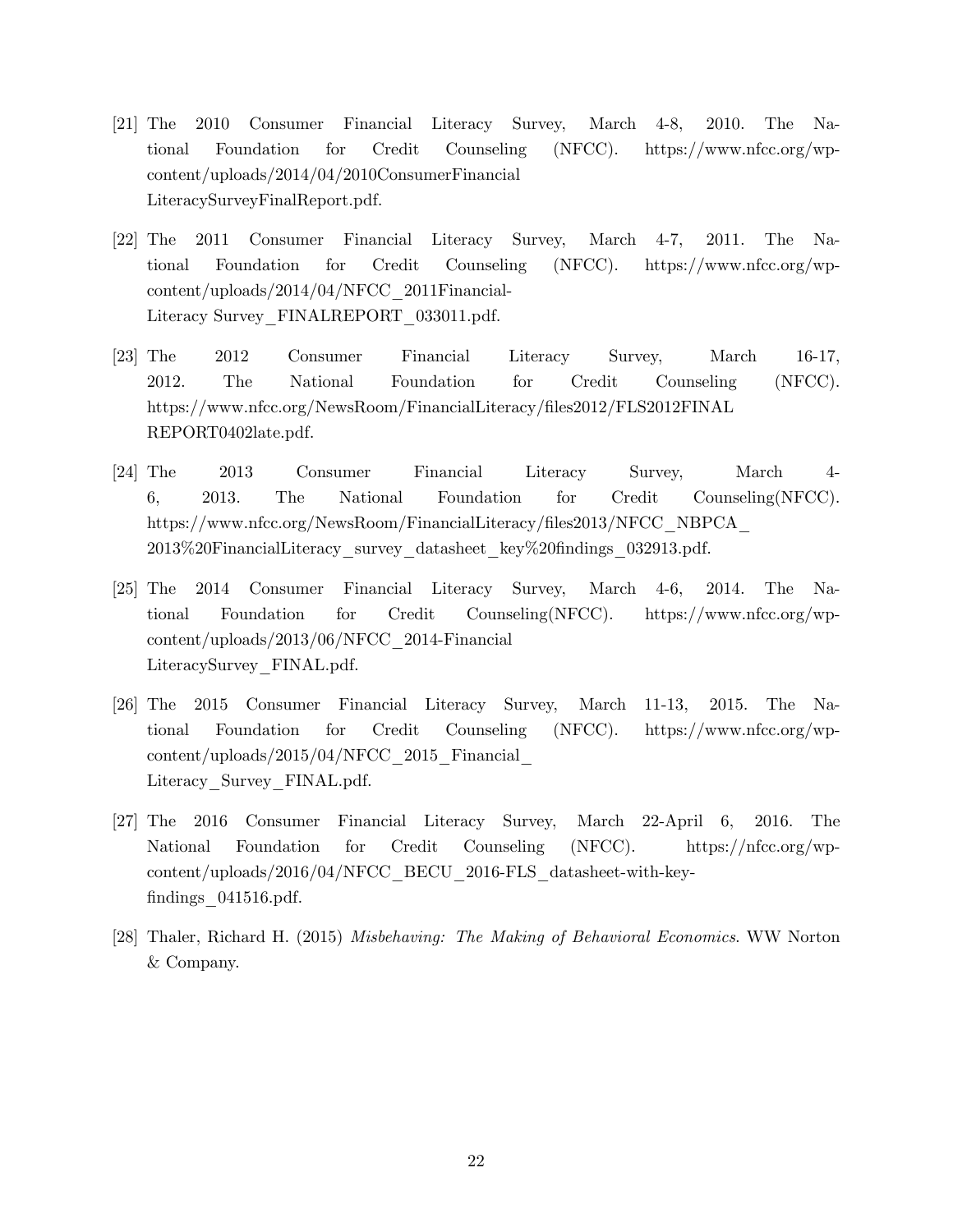[21] The 2010 Consumer Financial Literacy Survey, March 4-8, 2010. The National Foundation for Credit Counseling (NFCC). https://www.nfcc.org/wp-content/uploads/2014/04/2010ConsumerFinancial LiteracySurveyFinalReport.pdf.

[22] The 2011 Consumer Financial Literacy Survey, March 4-7, 2011. The National Foundation for Credit Counseling (NFCC). https://www.nfcc.org/wp-content/uploads/2014/04/NFCC_2011Financial-Literacy Survey_FINALREPORT_033011.pdf.

[23] The 2012 Consumer Financial Literacy Survey, March 16-17, 2012. The National Foundation for Credit Counseling (NFCC). https://www.nfcc.org/NewsRoom/FinancialLiteracy/files2012/FLS2012FINAL REPORT0402late.pdf.

[24] The 2013 Consumer Financial Literacy Survey, March 4-6, 2013. The National Foundation for Credit Counseling(NFCC). https://www.nfcc.org/NewsRoom/FinancialLiteracy/files2013/NFCC_NBPCA_ 2013%20FinancialLiteracy_survey_datasheet_key%20findings_032913.pdf.

[25] The 2014 Consumer Financial Literacy Survey, March 4-6, 2014. The National Foundation for Credit Counseling(NFCC). https://www.nfcc.org/wp-content/uploads/2013/06/NFCC_2014-Financial LiteracySurvey_FINAL.pdf.

[26] The 2015 Consumer Financial Literacy Survey, March 11-13, 2015. The National Foundation for Credit Counseling (NFCC). https://www.nfcc.org/wp-content/uploads/2015/04/NFCC_2015_Financial_ Literacy_Survey_FINAL.pdf.

[27] The 2016 Consumer Financial Literacy Survey, March 22-April 6, 2016. The National Foundation for Credit Counseling (NFCC). https://nfcc.org/wp-content/uploads/2016/04/NFCC_BECU_2016-FLS_datasheet-with-key-findings_041516.pdf.

[28] Thaler, Richard H. (2015) *Misbehaving: The Making of Behavioral Economics*. WW Norton & Company.